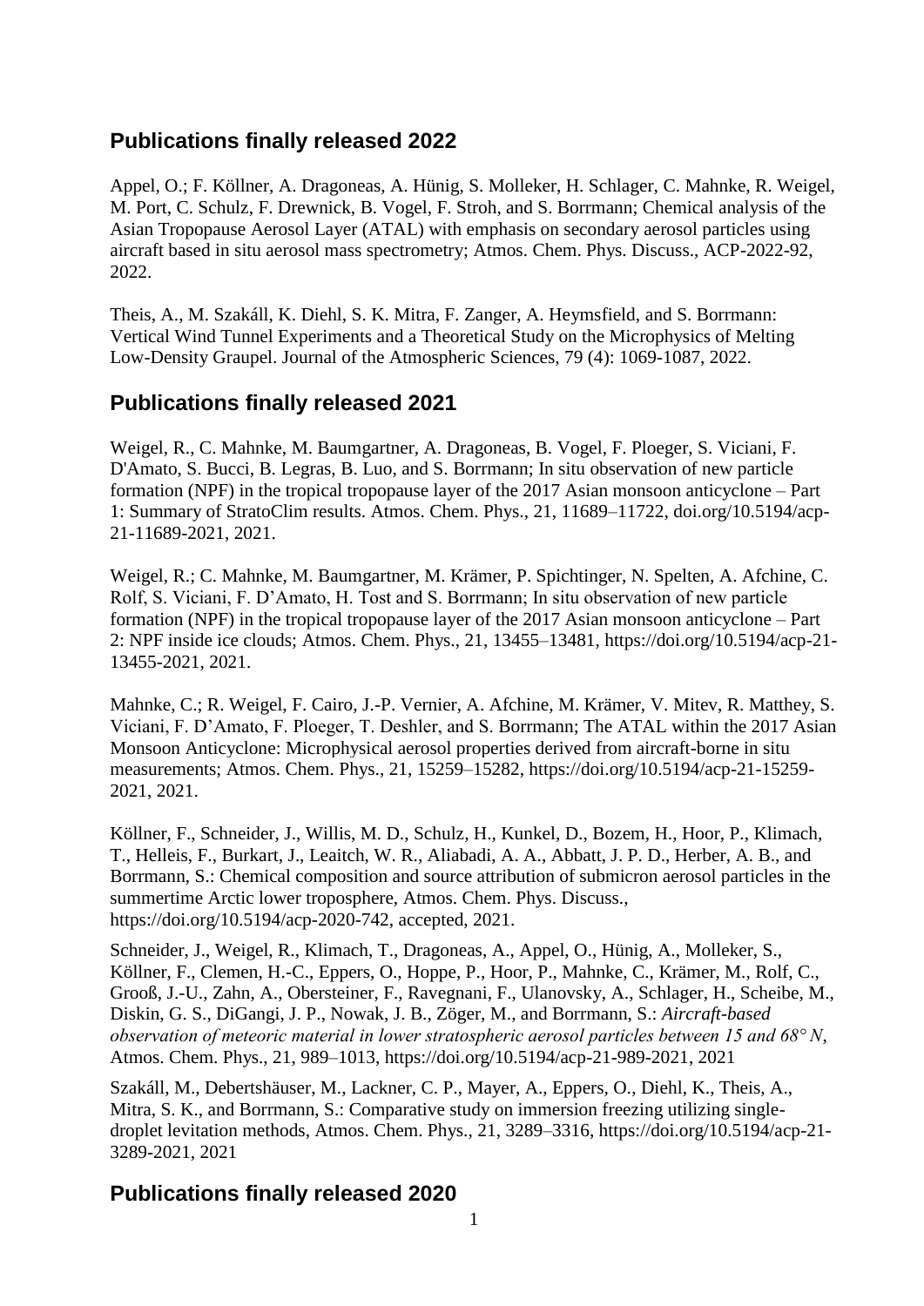## Publications finally released 2022

Appel, O.; F. Köllner, A. Dragoneas, A. Hünig, S. Molleker, H. Schlager, C. Mahnke, R. Weigel, M. Port, C. Schulz, F. Drewnick, B. Vogel, F. Stroh, and S. Borrmann; Chemical analysis of the Asian Tropopause Aerosol Layer (ATAL) with emphasis on secondary aerosol particles using aircraft based in situ aerosol mass spectrometry; Atmos. Chem. Phys. Discuss., ACP-2022-92, 2022.

Theis, A., M. Szakáll, K. Diehl, S. K. Mitra, F. Zanger, A. Heymsfield, and S. Borrmann: Vertical Wind Tunnel Experiments and a Theoretical Study on the Microphysics of Melting Low-Density Graupel. Journal of the Atmospheric Sciences, 79 (4): 1069-1087, 2022.

## Publications finally released 2021

Weigel, R., C. Mahnke, M. Baumgartner, A. Dragoneas, B. Vogel, F. Ploeger, S. Viciani, F. D'Amato, S. Bucci, B. Legras, B. Luo, and S. Borrmann; In situ observation of new particle formation (NPF) in the tropical tropopause layer of the 2017 Asian monsoon anticyclone – Part 1: Summary of StratoClim results. Atmos. Chem. Phys., 21, 11689–11722, doi.org/10.5194/acp-21-11689-2021, 2021.

Weigel, R.; C. Mahnke, M. Baumgartner, M. Krämer, P. Spichtinger, N. Spelten, A. Afchine, C. Rolf, S. Viciani, F. D'Amato, H. Tost and S. Borrmann; In situ observation of new particle formation (NPF) in the tropical tropopause layer of the 2017 Asian monsoon anticyclone – Part 2: NPF inside ice clouds; Atmos. Chem. Phys., 21, 13455–13481, https://doi.org/10.5194/acp-21-13455-2021, 2021.

Mahnke, C.; R. Weigel, F. Cairo, J.-P. Vernier, A. Afchine, M. Krämer, V. Mitev, R. Matthey, S. Viciani, F. D'Amato, F. Ploeger, T. Deshler, and S. Borrmann; The ATAL within the 2017 Asian Monsoon Anticyclone: Microphysical aerosol properties derived from aircraft-borne in situ measurements; Atmos. Chem. Phys., 21, 15259–15282, https://doi.org/10.5194/acp-21-15259-2021, 2021.

Köllner, F., Schneider, J., Willis, M. D., Schulz, H., Kunkel, D., Bozem, H., Hoor, P., Klimach, T., Helleis, F., Burkart, J., Leaitch, W. R., Aliabadi, A. A., Abbatt, J. P. D., Herber, A. B., and Borrmann, S.: Chemical composition and source attribution of submicron aerosol particles in the summertime Arctic lower troposphere, Atmos. Chem. Phys. Discuss., https://doi.org/10.5194/acp-2020-742, accepted, 2021.

Schneider, J., Weigel, R., Klimach, T., Dragoneas, A., Appel, O., Hünig, A., Molleker, S., Köllner, F., Clemen, H.-C., Eppers, O., Hoppe, P., Hoor, P., Mahnke, C., Krämer, M., Rolf, C., Grooß, J.-U., Zahn, A., Obersteiner, F., Ravegnani, F., Ulanovsky, A., Schlager, H., Scheibe, M., Diskin, G. S., DiGangi, J. P., Nowak, J. B., Zöger, M., and Borrmann, S.: *Aircraft-based observation of meteoric material in lower stratospheric aerosol particles between 15 and 68° N*, Atmos. Chem. Phys., 21, 989–1013, https://doi.org/10.5194/acp-21-989-2021, 2021

Szakáll, M., Debertshäuser, M., Lackner, C. P., Mayer, A., Eppers, O., Diehl, K., Theis, A., Mitra, S. K., and Borrmann, S.: Comparative study on immersion freezing utilizing single-droplet levitation methods, Atmos. Chem. Phys., 21, 3289–3316, https://doi.org/10.5194/acp-21-3289-2021, 2021

## Publications finally released 2020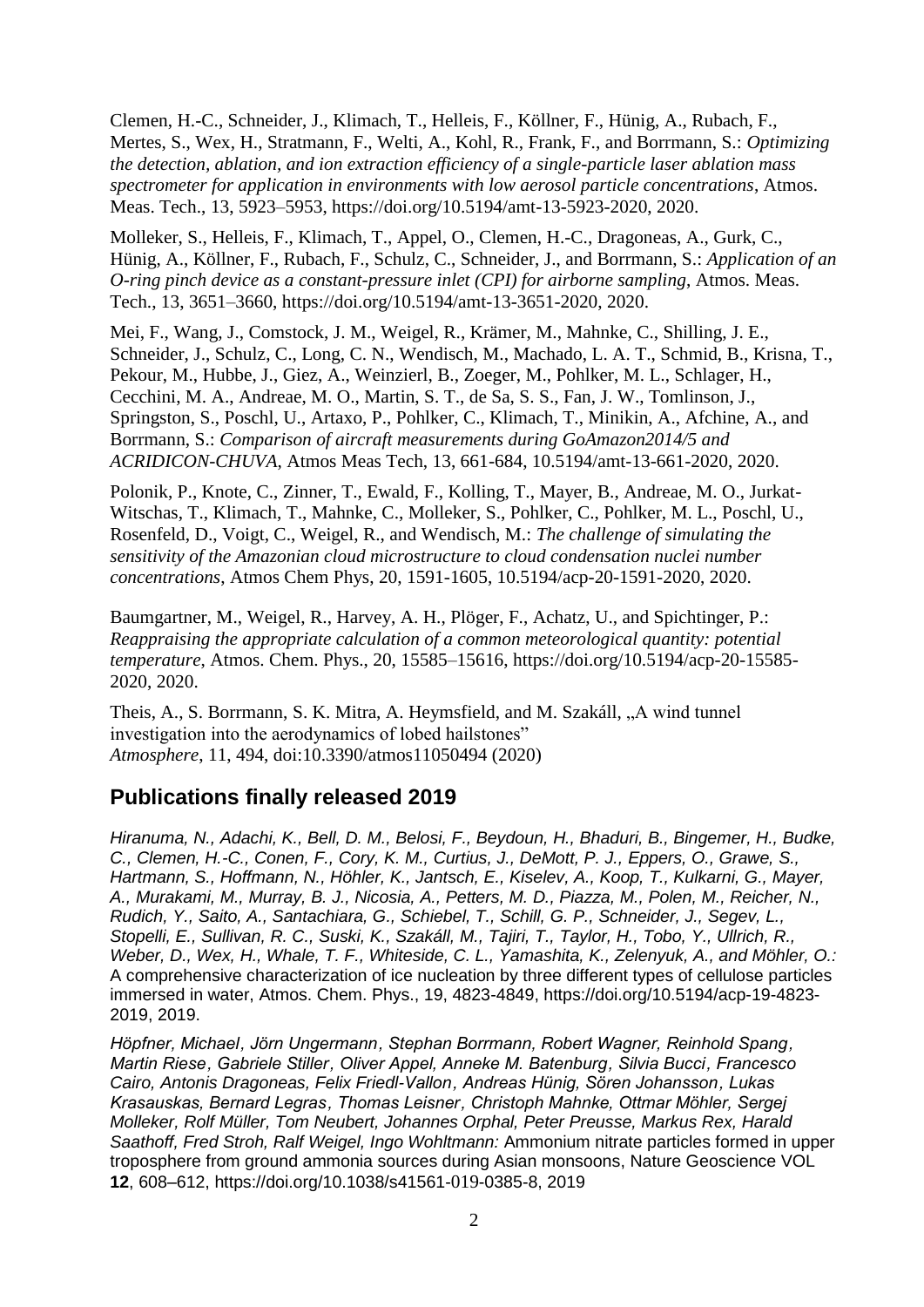Clemen, H.-C., Schneider, J., Klimach, T., Helleis, F., Köllner, F., Hünig, A., Rubach, F., Mertes, S., Wex, H., Stratmann, F., Welti, A., Kohl, R., Frank, F., and Borrmann, S.: *Optimizing the detection, ablation, and ion extraction efficiency of a single-particle laser ablation mass spectrometer for application in environments with low aerosol particle concentrations*, Atmos. Meas. Tech., 13, 5923–5953, https://doi.org/10.5194/amt-13-5923-2020, 2020.

Molleker, S., Helleis, F., Klimach, T., Appel, O., Clemen, H.-C., Dragoneas, A., Gurk, C., Hünig, A., Köllner, F., Rubach, F., Schulz, C., Schneider, J., and Borrmann, S.: *Application of an O-ring pinch device as a constant-pressure inlet (CPI) for airborne sampling*, Atmos. Meas. Tech., 13, 3651–3660, https://doi.org/10.5194/amt-13-3651-2020, 2020.

Mei, F., Wang, J., Comstock, J. M., Weigel, R., Krämer, M., Mahnke, C., Shilling, J. E., Schneider, J., Schulz, C., Long, C. N., Wendisch, M., Machado, L. A. T., Schmid, B., Krisna, T., Pekour, M., Hubbe, J., Giez, A., Weinzierl, B., Zoeger, M., Pohlker, M. L., Schlager, H., Cecchini, M. A., Andreae, M. O., Martin, S. T., de Sa, S. S., Fan, J. W., Tomlinson, J., Springston, S., Poschl, U., Artaxo, P., Pohlker, C., Klimach, T., Minikin, A., Afchine, A., and Borrmann, S.: *Comparison of aircraft measurements during GoAmazon2014/5 and ACRIDICON-CHUVA*, Atmos Meas Tech, 13, 661-684, 10.5194/amt-13-661-2020, 2020.

Polonik, P., Knote, C., Zinner, T., Ewald, F., Kolling, T., Mayer, B., Andreae, M. O., Jurkat-Witschas, T., Klimach, T., Mahnke, C., Molleker, S., Pohlker, C., Pohlker, M. L., Poschl, U., Rosenfeld, D., Voigt, C., Weigel, R., and Wendisch, M.: *The challenge of simulating the sensitivity of the Amazonian cloud microstructure to cloud condensation nuclei number concentrations*, Atmos Chem Phys, 20, 1591-1605, 10.5194/acp-20-1591-2020, 2020.

Baumgartner, M., Weigel, R., Harvey, A. H., Plöger, F., Achatz, U., and Spichtinger, P.: *Reappraising the appropriate calculation of a common meteorological quantity: potential temperature*, Atmos. Chem. Phys., 20, 15585–15616, https://doi.org/10.5194/acp-20-15585-2020, 2020.

Theis, A., S. Borrmann, S. K. Mitra, A. Heymsfield, and M. Szakáll, „A wind tunnel investigation into the aerodynamics of lobed hailstones" *Atmosphere*, 11, 494, doi:10.3390/atmos11050494 (2020)

## Publications finally released 2019

*Hiranuma, N., Adachi, K., Bell, D. M., Belosi, F., Beydoun, H., Bhaduri, B., Bingemer, H., Budke, C., Clemen, H.-C., Conen, F., Cory, K. M., Curtius, J., DeMott, P. J., Eppers, O., Grawe, S., Hartmann, S., Hoffmann, N., Höhler, K., Jantsch, E., Kiselev, A., Koop, T., Kulkarni, G., Mayer, A., Murakami, M., Murray, B. J., Nicosia, A., Petters, M. D., Piazza, M., Polen, M., Reicher, N., Rudich, Y., Saito, A., Santachiara, G., Schiebel, T., Schill, G. P., Schneider, J., Segev, L., Stopelli, E., Sullivan, R. C., Suski, K., Szakáll, M., Tajiri, T., Taylor, H., Tobo, Y., Ullrich, R., Weber, D., Wex, H., Whale, T. F., Whiteside, C. L., Yamashita, K., Zelenyuk, A., and Möhler, O.:* A comprehensive characterization of ice nucleation by three different types of cellulose particles immersed in water, Atmos. Chem. Phys., 19, 4823-4849, https://doi.org/10.5194/acp-19-4823-2019, 2019.

*Höpfner, Michael, Jörn Ungermann, Stephan Borrmann, Robert Wagner, Reinhold Spang, Martin Riese, Gabriele Stiller, Oliver Appel, Anneke M. Batenburg, Silvia Bucci, Francesco Cairo, Antonis Dragoneas, Felix Friedl-Vallon, Andreas Hünig, Sören Johansson, Lukas Krasauskas, Bernard Legras, Thomas Leisner, Christoph Mahnke, Ottmar Möhler, Sergej Molleker, Rolf Müller, Tom Neubert, Johannes Orphal, Peter Preusse, Markus Rex, Harald Saathoff, Fred Stroh, Ralf Weigel, Ingo Wohltmann:* Ammonium nitrate particles formed in upper troposphere from ground ammonia sources during Asian monsoons, Nature Geoscience VOL **12**, 608–612, https://doi.org/10.1038/s41561-019-0385-8, 2019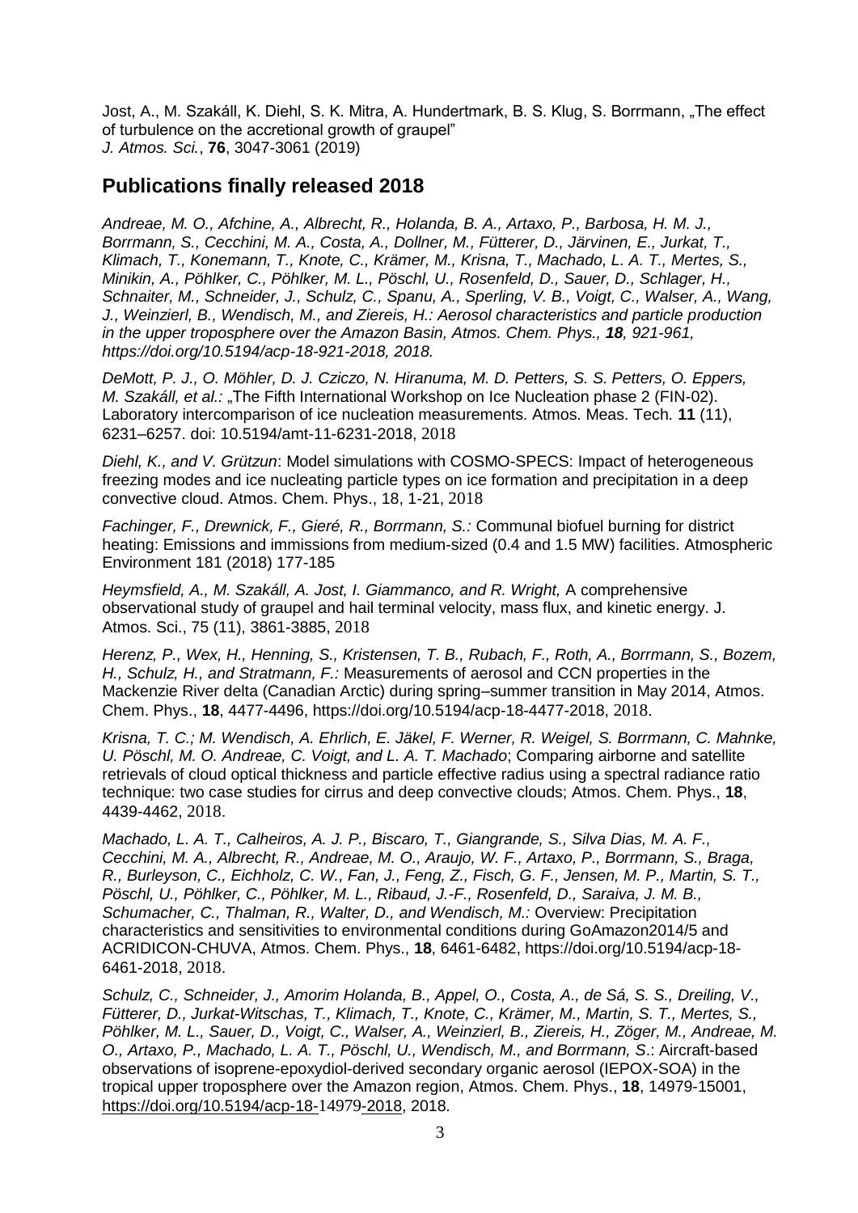Jost, A., M. Szakáll, K. Diehl, S. K. Mitra, A. Hundertmark, B. S. Klug, S. Borrmann, „The effect of turbulence on the accretional growth of graupel" *J. Atmos. Sci.*, **76**, 3047-3061 (2019)

## Publications finally released 2018

*Andreae, M. O., Afchine, A., Albrecht, R., Holanda, B. A., Artaxo, P., Barbosa, H. M. J., Borrmann, S., Cecchini, M. A., Costa, A., Dollner, M., Fütterer, D., Järvinen, E., Jurkat, T., Klimach, T., Konemann, T., Knote, C., Krämer, M., Krisna, T., Machado, L. A. T., Mertes, S., Minikin, A., Pöhlker, C., Pöhlker, M. L., Pöschl, U., Rosenfeld, D., Sauer, D., Schlager, H., Schnaiter, M., Schneider, J., Schulz, C., Spanu, A., Sperling, V. B., Voigt, C., Walser, A., Wang, J., Weinzierl, B., Wendisch, M., and Ziereis, H.: Aerosol characteristics and particle production in the upper troposphere over the Amazon Basin, Atmos. Chem. Phys., **18**, 921-961, https://doi.org/10.5194/acp-18-921-2018, 2018.*

*DeMott, P. J., O. Möhler, D. J. Cziczo, N. Hiranuma, M. D. Petters, S. S. Petters, O. Eppers, M. Szakáll, et al.:* „The Fifth International Workshop on Ice Nucleation phase 2 (FIN-02). Laboratory intercomparison of ice nucleation measurements. Atmos. Meas. Tech. **11** (11), 6231–6257. doi: 10.5194/amt-11-6231-2018, 2018

*Diehl, K., and V. Grützun*: Model simulations with COSMO-SPECS: Impact of heterogeneous freezing modes and ice nucleating particle types on ice formation and precipitation in a deep convective cloud. Atmos. Chem. Phys., 18, 1-21, 2018

*Fachinger, F., Drewnick, F., Gieré, R., Borrmann, S.:* Communal biofuel burning for district heating: Emissions and immissions from medium-sized (0.4 and 1.5 MW) facilities. Atmospheric Environment 181 (2018) 177-185

*Heymsfield, A., M. Szakáll, A. Jost, I. Giammanco, and R. Wright,* A comprehensive observational study of graupel and hail terminal velocity, mass flux, and kinetic energy. J. Atmos. Sci., 75 (11), 3861-3885, 2018

*Herenz, P., Wex, H., Henning, S., Kristensen, T. B., Rubach, F., Roth, A., Borrmann, S., Bozem, H., Schulz, H., and Stratmann, F.:* Measurements of aerosol and CCN properties in the Mackenzie River delta (Canadian Arctic) during spring–summer transition in May 2014, Atmos. Chem. Phys., **18**, 4477-4496, https://doi.org/10.5194/acp-18-4477-2018, 2018.

*Krisna, T. C.; M. Wendisch, A. Ehrlich, E. Jäkel, F. Werner, R. Weigel, S. Borrmann, C. Mahnke, U. Pöschl, M. O. Andreae, C. Voigt, and L. A. T. Machado*; Comparing airborne and satellite retrievals of cloud optical thickness and particle effective radius using a spectral radiance ratio technique: two case studies for cirrus and deep convective clouds; Atmos. Chem. Phys., **18**, 4439-4462, 2018.

*Machado, L. A. T., Calheiros, A. J. P., Biscaro, T., Giangrande, S., Silva Dias, M. A. F., Cecchini, M. A., Albrecht, R., Andreae, M. O., Araujo, W. F., Artaxo, P., Borrmann, S., Braga, R., Burleyson, C., Eichholz, C. W., Fan, J., Feng, Z., Fisch, G. F., Jensen, M. P., Martin, S. T., Pöschl, U., Pöhlker, C., Pöhlker, M. L., Ribaud, J.-F., Rosenfeld, D., Saraiva, J. M. B., Schumacher, C., Thalman, R., Walter, D., and Wendisch, M.:* Overview: Precipitation characteristics and sensitivities to environmental conditions during GoAmazon2014/5 and ACRIDICON-CHUVA, Atmos. Chem. Phys., **18**, 6461-6482, https://doi.org/10.5194/acp-18-6461-2018, 2018.

*Schulz, C., Schneider, J., Amorim Holanda, B., Appel, O., Costa, A., de Sá, S. S., Dreiling, V., Fütterer, D., Jurkat-Witschas, T., Klimach, T., Knote, C., Krämer, M., Martin, S. T., Mertes, S., Pöhlker, M. L., Sauer, D., Voigt, C., Walser, A., Weinzierl, B., Ziereis, H., Zöger, M., Andreae, M. O., Artaxo, P., Machado, L. A. T., Pöschl, U., Wendisch, M., and Borrmann, S.*: Aircraft-based observations of isoprene-epoxydiol-derived secondary organic aerosol (IEPOX-SOA) in the tropical upper troposphere over the Amazon region, Atmos. Chem. Phys., **18**, 14979-15001, https://doi.org/10.5194/acp-18-14979-2018, 2018.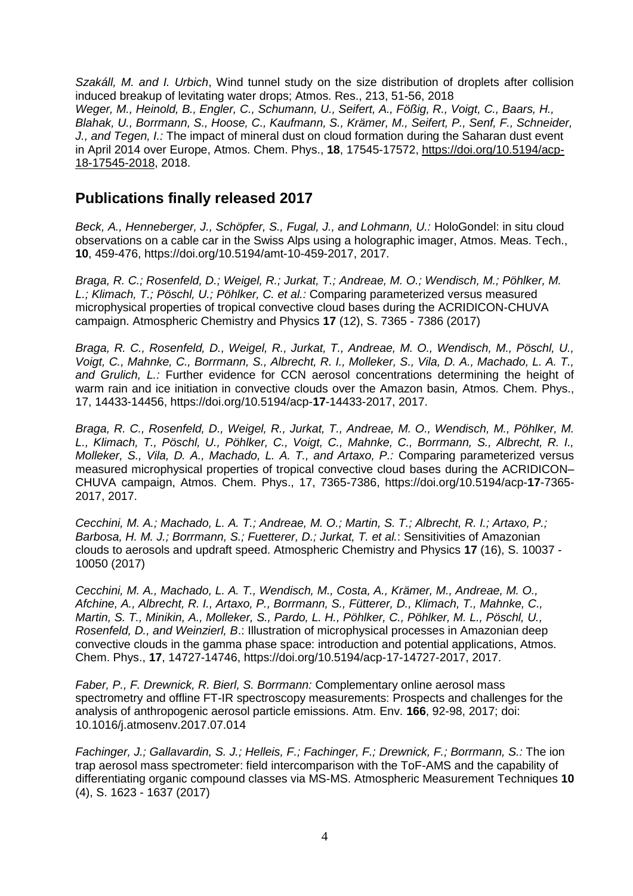*Szakáll, M. and I. Urbich*, Wind tunnel study on the size distribution of droplets after collision induced breakup of levitating water drops; Atmos. Res., 213, 51-56, 2018

*Weger, M., Heinold, B., Engler, C., Schumann, U., Seifert, A., Fößig, R., Voigt, C., Baars, H., Blahak, U., Borrmann, S., Hoose, C., Kaufmann, S., Krämer, M., Seifert, P., Senf, F., Schneider, J., and Tegen, I.:* The impact of mineral dust on cloud formation during the Saharan dust event in April 2014 over Europe, Atmos. Chem. Phys., **18**, 17545-17572, https://doi.org/10.5194/acp-18-17545-2018, 2018.

## Publications finally released 2017

*Beck, A., Henneberger, J., Schöpfer, S., Fugal, J., and Lohmann, U.:* HoloGondel: in situ cloud observations on a cable car in the Swiss Alps using a holographic imager, Atmos. Meas. Tech., **10**, 459-476, https://doi.org/10.5194/amt-10-459-2017, 2017.

*Braga, R. C.; Rosenfeld, D.; Weigel, R.; Jurkat, T.; Andreae, M. O.; Wendisch, M.; Pöhlker, M. L.; Klimach, T.; Pöschl, U.; Pöhlker, C. et al.:* Comparing parameterized versus measured microphysical properties of tropical convective cloud bases during the ACRIDICON-CHUVA campaign. Atmospheric Chemistry and Physics **17** (12), S. 7365 - 7386 (2017)

*Braga, R. C., Rosenfeld, D., Weigel, R., Jurkat, T., Andreae, M. O., Wendisch, M., Pöschl, U., Voigt, C., Mahnke, C., Borrmann, S., Albrecht, R. I., Molleker, S., Vila, D. A., Machado, L. A. T., and Grulich, L.:* Further evidence for CCN aerosol concentrations determining the height of warm rain and ice initiation in convective clouds over the Amazon basin, Atmos. Chem. Phys., 17, 14433-14456, https://doi.org/10.5194/acp-**17**-14433-2017, 2017.

*Braga, R. C., Rosenfeld, D., Weigel, R., Jurkat, T., Andreae, M. O., Wendisch, M., Pöhlker, M. L., Klimach, T., Pöschl, U., Pöhlker, C., Voigt, C., Mahnke, C., Borrmann, S., Albrecht, R. I., Molleker, S., Vila, D. A., Machado, L. A. T., and Artaxo, P.:* Comparing parameterized versus measured microphysical properties of tropical convective cloud bases during the ACRIDICON–CHUVA campaign, Atmos. Chem. Phys., 17, 7365-7386, https://doi.org/10.5194/acp-**17**-7365-2017, 2017.

*Cecchini, M. A.; Machado, L. A. T.; Andreae, M. O.; Martin, S. T.; Albrecht, R. I.; Artaxo, P.; Barbosa, H. M. J.; Borrmann, S.; Fuetterer, D.; Jurkat, T. et al.*: Sensitivities of Amazonian clouds to aerosols and updraft speed. Atmospheric Chemistry and Physics **17** (16), S. 10037 - 10050 (2017)

*Cecchini, M. A., Machado, L. A. T., Wendisch, M., Costa, A., Krämer, M., Andreae, M. O., Afchine, A., Albrecht, R. I., Artaxo, P., Borrmann, S., Fütterer, D., Klimach, T., Mahnke, C., Martin, S. T., Minikin, A., Molleker, S., Pardo, L. H., Pöhlker, C., Pöhlker, M. L., Pöschl, U., Rosenfeld, D., and Weinzierl, B*.: Illustration of microphysical processes in Amazonian deep convective clouds in the gamma phase space: introduction and potential applications, Atmos. Chem. Phys., **17**, 14727-14746, https://doi.org/10.5194/acp-17-14727-2017, 2017.

*Faber, P., F. Drewnick, R. Bierl, S. Borrmann:* Complementary online aerosol mass spectrometry and offline FT-IR spectroscopy measurements: Prospects and challenges for the analysis of anthropogenic aerosol particle emissions. Atm. Env. **166**, 92-98, 2017; doi: 10.1016/j.atmosenv.2017.07.014

*Fachinger, J.; Gallavardin, S. J.; Helleis, F.; Fachinger, F.; Drewnick, F.; Borrmann, S.:* The ion trap aerosol mass spectrometer: field intercomparison with the ToF-AMS and the capability of differentiating organic compound classes via MS-MS. Atmospheric Measurement Techniques **10** (4), S. 1623 - 1637 (2017)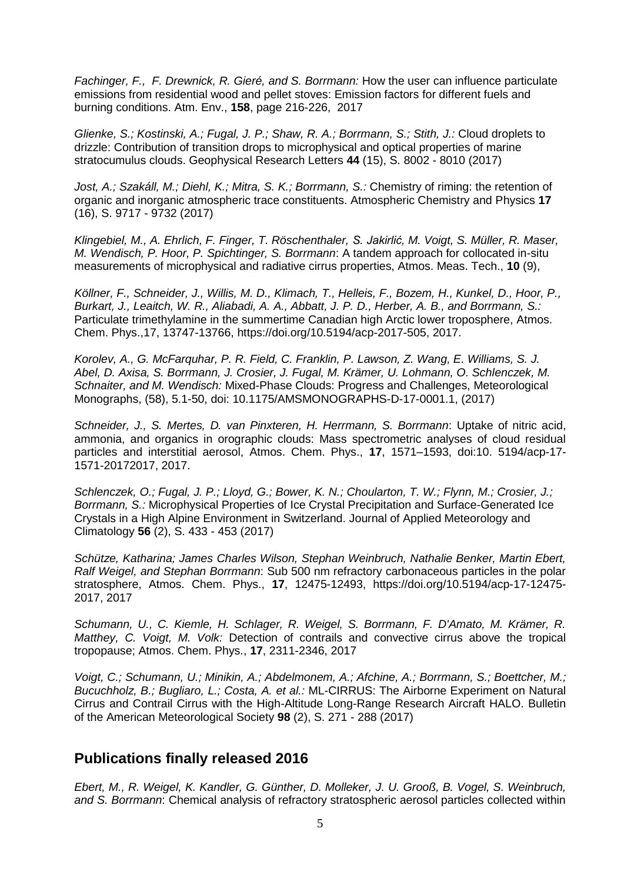*Fachinger, F., F. Drewnick, R. Gieré, and S. Borrmann:* How the user can influence particulate emissions from residential wood and pellet stoves: Emission factors for different fuels and burning conditions. Atm. Env., **158**, page 216-226, 2017

*Glienke, S.; Kostinski, A.; Fugal, J. P.; Shaw, R. A.; Borrmann, S.; Stith, J.:* Cloud droplets to drizzle: Contribution of transition drops to microphysical and optical properties of marine stratocumulus clouds. Geophysical Research Letters **44** (15), S. 8002 - 8010 (2017)

*Jost, A.; Szakáll, M.; Diehl, K.; Mitra, S. K.; Borrmann, S.:* Chemistry of riming: the retention of organic and inorganic atmospheric trace constituents. Atmospheric Chemistry and Physics **17** (16), S. 9717 - 9732 (2017)

*Klingebiel, M., A. Ehrlich, F. Finger, T. Röschenthaler, S. Jakirlić, M. Voigt, S. Müller, R. Maser, M. Wendisch, P. Hoor, P. Spichtinger, S. Borrmann*: A tandem approach for collocated in-situ measurements of microphysical and radiative cirrus properties, Atmos. Meas. Tech., **10** (9),

*Köllner, F., Schneider, J., Willis, M. D., Klimach, T., Helleis, F., Bozem, H., Kunkel, D., Hoor, P., Burkart, J., Leaitch, W. R., Aliabadi, A. A., Abbatt, J. P. D., Herber, A. B., and Borrmann, S.:* Particulate trimethylamine in the summertime Canadian high Arctic lower troposphere, Atmos. Chem. Phys.,17, 13747-13766, https://doi.org/10.5194/acp-2017-505, 2017.

*Korolev, A., G. McFarquhar, P. R. Field, C. Franklin, P. Lawson, Z. Wang, E. Williams, S. J. Abel, D. Axisa, S. Borrmann, J. Crosier, J. Fugal, M. Krämer, U. Lohmann, O. Schlenczek, M. Schnaiter, and M. Wendisch:* Mixed-Phase Clouds: Progress and Challenges, Meteorological Monographs, (58), 5.1-50, doi: 10.1175/AMSMONOGRAPHS-D-17-0001.1, (2017)

*Schneider, J., S. Mertes, D. van Pinxteren, H. Herrmann, S. Borrmann*: Uptake of nitric acid, ammonia, and organics in orographic clouds: Mass spectrometric analyses of cloud residual particles and interstitial aerosol, Atmos. Chem. Phys., **17**, 1571–1593, doi:10. 5194/acp-17-1571-20172017, 2017.

*Schlenczek, O.; Fugal, J. P.; Lloyd, G.; Bower, K. N.; Choularton, T. W.; Flynn, M.; Crosier, J.; Borrmann, S.:* Microphysical Properties of Ice Crystal Precipitation and Surface-Generated Ice Crystals in a High Alpine Environment in Switzerland. Journal of Applied Meteorology and Climatology **56** (2), S. 433 - 453 (2017)

*Schütze, Katharina; James Charles Wilson, Stephan Weinbruch, Nathalie Benker, Martin Ebert, Ralf Weigel, and Stephan Borrmann*: Sub 500 nm refractory carbonaceous particles in the polar stratosphere, Atmos. Chem. Phys., **17**, 12475-12493, https://doi.org/10.5194/acp-17-12475-2017, 2017

*Schumann, U., C. Kiemle, H. Schlager, R. Weigel, S. Borrmann, F. D'Amato, M. Krämer, R. Matthey, C. Voigt, M. Volk:* Detection of contrails and convective cirrus above the tropical tropopause; Atmos. Chem. Phys., **17**, 2311-2346, 2017

*Voigt, C.; Schumann, U.; Minikin, A.; Abdelmonem, A.; Afchine, A.; Borrmann, S.; Boettcher, M.; Bucuchholz, B.; Bugliaro, L.; Costa, A. et al.:* ML-CIRRUS: The Airborne Experiment on Natural Cirrus and Contrail Cirrus with the High-Altitude Long-Range Research Aircraft HALO. Bulletin of the American Meteorological Society **98** (2), S. 271 - 288 (2017)

## Publications finally released 2016

*Ebert, M., R. Weigel, K. Kandler, G. Günther, D. Molleker, J. U. Grooß, B. Vogel, S. Weinbruch, and S. Borrmann*: Chemical analysis of refractory stratospheric aerosol particles collected within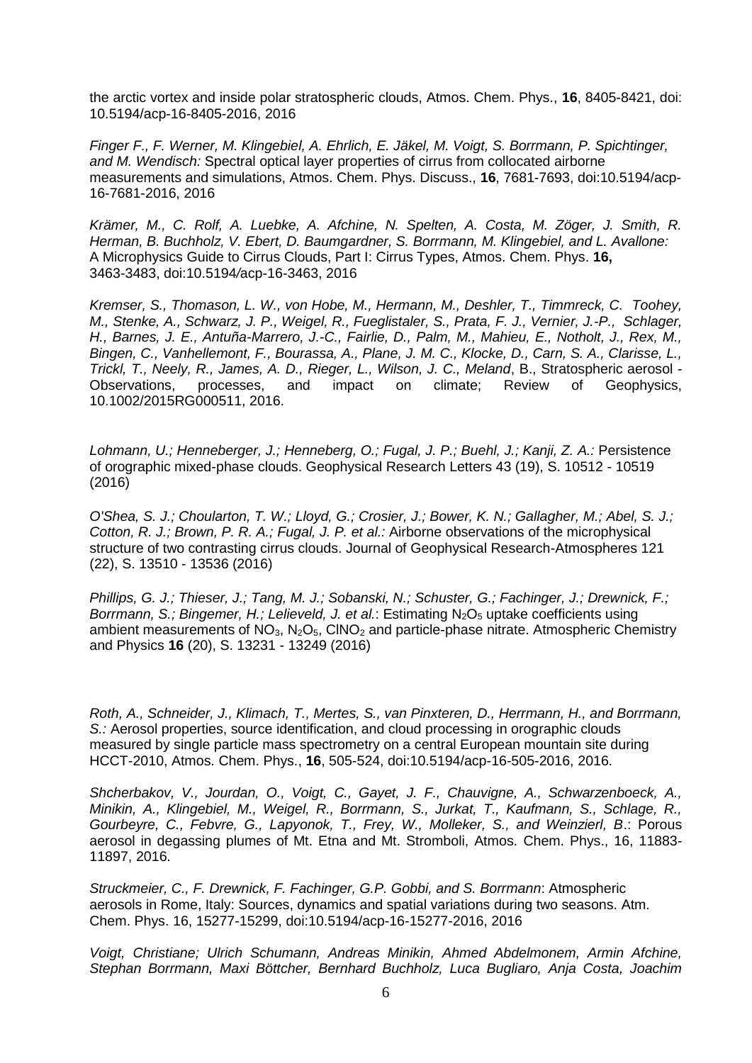the arctic vortex and inside polar stratospheric clouds, Atmos. Chem. Phys., **16**, 8405-8421, doi: 10.5194/acp-16-8405-2016, 2016

*Finger F., F. Werner, M. Klingebiel, A. Ehrlich, E. Jäkel, M. Voigt, S. Borrmann, P. Spichtinger, and M. Wendisch:* Spectral optical layer properties of cirrus from collocated airborne measurements and simulations, Atmos. Chem. Phys. Discuss., **16**, 7681-7693, doi:10.5194/acp-16-7681-2016, 2016

*Krämer, M., C. Rolf, A. Luebke, A. Afchine, N. Spelten, A. Costa, M. Zöger, J. Smith, R. Herman, B. Buchholz, V. Ebert, D. Baumgardner, S. Borrmann, M. Klingebiel, and L. Avallone:* A Microphysics Guide to Cirrus Clouds, Part I: Cirrus Types, Atmos. Chem. Phys. **16,** 3463-3483, doi:10.5194/acp-16-3463, 2016

*Kremser, S., Thomason, L. W., von Hobe, M., Hermann, M., Deshler, T., Timmreck, C. Toohey, M., Stenke, A., Schwarz, J. P., Weigel, R., Fueglistaler, S., Prata, F. J., Vernier, J.-P., Schlager, H., Barnes, J. E., Antuña-Marrero, J.-C., Fairlie, D., Palm, M., Mahieu, E., Notholt, J., Rex, M., Bingen, C., Vanhellemont, F., Bourassa, A., Plane, J. M. C., Klocke, D., Carn, S. A., Clarisse, L., Trickl, T., Neely, R., James, A. D., Rieger, L., Wilson, J. C., Meland*, B., Stratospheric aerosol - Observations, processes, and impact on climate; Review of Geophysics, 10.1002/2015RG000511, 2016.

*Lohmann, U.; Henneberger, J.; Henneberg, O.; Fugal, J. P.; Buehl, J.; Kanji, Z. A.:* Persistence of orographic mixed-phase clouds. Geophysical Research Letters 43 (19), S. 10512 - 10519 (2016)

*O'Shea, S. J.; Choularton, T. W.; Lloyd, G.; Crosier, J.; Bower, K. N.; Gallagher, M.; Abel, S. J.; Cotton, R. J.; Brown, P. R. A.; Fugal, J. P. et al.:* Airborne observations of the microphysical structure of two contrasting cirrus clouds. Journal of Geophysical Research-Atmospheres 121 (22), S. 13510 - 13536 (2016)

*Phillips, G. J.; Thieser, J.; Tang, M. J.; Sobanski, N.; Schuster, G.; Fachinger, J.; Drewnick, F.; Borrmann, S.; Bingemer, H.; Lelieveld, J. et al.*: Estimating $N_2O_5$ uptake coefficients using ambient measurements of $NO_3$, $N_2O_5$, $ClNO_2$ and particle-phase nitrate. Atmospheric Chemistry and Physics **16** (20), S. 13231 - 13249 (2016)

*Roth, A., Schneider, J., Klimach, T., Mertes, S., van Pinxteren, D., Herrmann, H., and Borrmann, S.:* Aerosol properties, source identification, and cloud processing in orographic clouds measured by single particle mass spectrometry on a central European mountain site during HCCT-2010, Atmos. Chem. Phys., **16**, 505-524, doi:10.5194/acp-16-505-2016, 2016.

*Shcherbakov, V., Jourdan, O., Voigt, C., Gayet, J. F., Chauvigne, A., Schwarzenboeck, A., Minikin, A., Klingebiel, M., Weigel, R., Borrmann, S., Jurkat, T., Kaufmann, S., Schlage, R., Gourbeyre, C., Febvre, G., Lapyonok, T., Frey, W., Molleker, S., and Weinzierl, B*.: Porous aerosol in degassing plumes of Mt. Etna and Mt. Stromboli, Atmos. Chem. Phys., 16, 11883-11897, 2016.

*Struckmeier, C., F. Drewnick, F. Fachinger, G.P. Gobbi, and S. Borrmann*: Atmospheric aerosols in Rome, Italy: Sources, dynamics and spatial variations during two seasons. Atm. Chem. Phys. 16, 15277-15299, doi:10.5194/acp-16-15277-2016, 2016

*Voigt, Christiane; Ulrich Schumann, Andreas Minikin, Ahmed Abdelmonem, Armin Afchine, Stephan Borrmann, Maxi Böttcher, Bernhard Buchholz, Luca Bugliaro, Anja Costa, Joachim*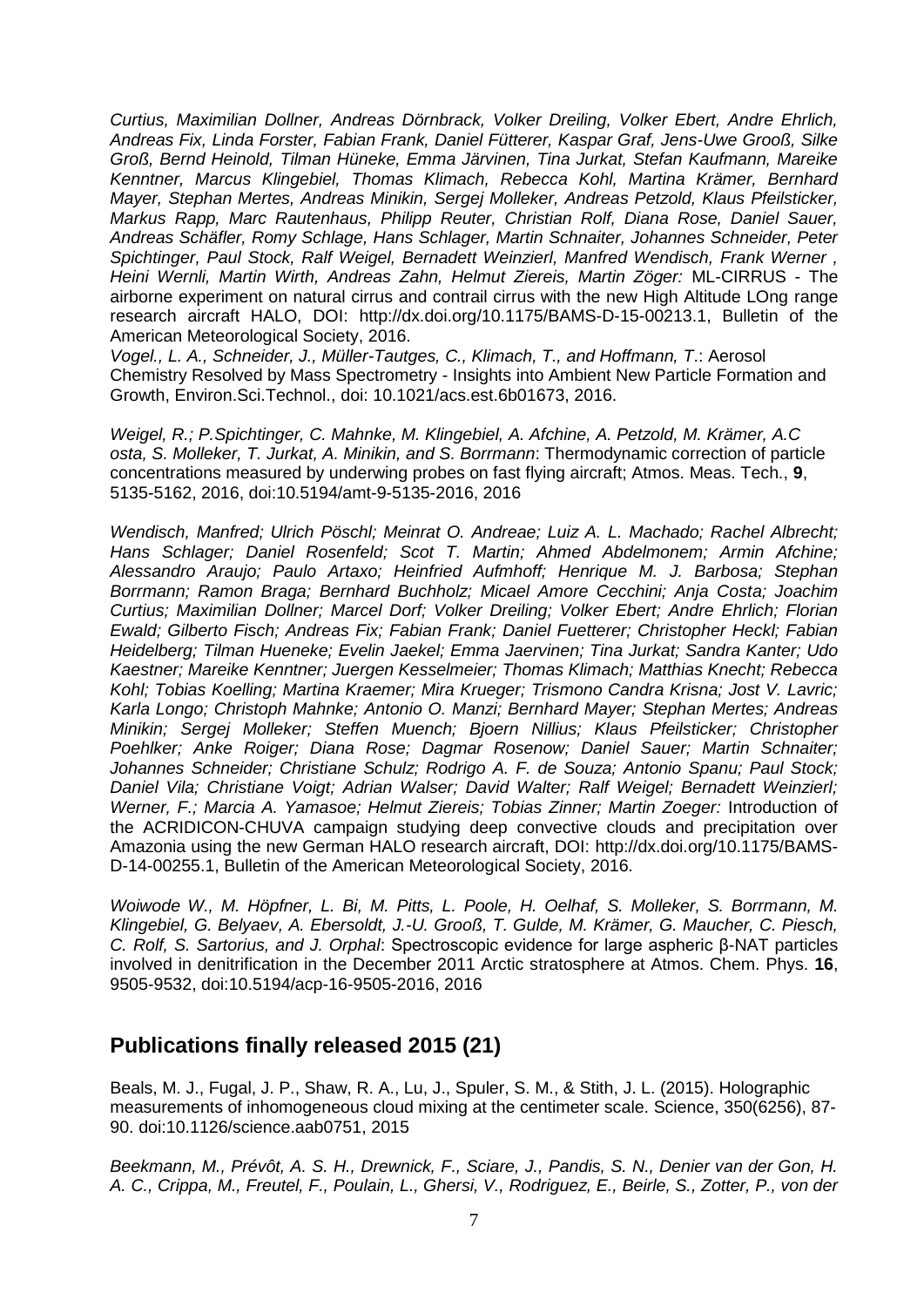*Curtius, Maximilian Dollner, Andreas Dörnbrack, Volker Dreiling, Volker Ebert, Andre Ehrlich, Andreas Fix, Linda Forster, Fabian Frank, Daniel Fütterer, Kaspar Graf, Jens-Uwe Grooß, Silke Groß, Bernd Heinold, Tilman Hüneke, Emma Järvinen, Tina Jurkat, Stefan Kaufmann, Mareike Kenntner, Marcus Klingebiel, Thomas Klimach, Rebecca Kohl, Martina Krämer, Bernhard Mayer, Stephan Mertes, Andreas Minikin, Sergej Molleker, Andreas Petzold, Klaus Pfeilsticker, Markus Rapp, Marc Rautenhaus, Philipp Reuter, Christian Rolf, Diana Rose, Daniel Sauer, Andreas Schäfler, Romy Schlage, Hans Schlager, Martin Schnaiter, Johannes Schneider, Peter Spichtinger, Paul Stock, Ralf Weigel, Bernadett Weinzierl, Manfred Wendisch, Frank Werner , Heini Wernli, Martin Wirth, Andreas Zahn, Helmut Ziereis, Martin Zöger:* ML-CIRRUS - The airborne experiment on natural cirrus and contrail cirrus with the new High Altitude LOng range research aircraft HALO, DOI: http://dx.doi.org/10.1175/BAMS-D-15-00213.1, Bulletin of the American Meteorological Society, 2016.

*Vogel., L. A., Schneider, J., Müller-Tautges, C., Klimach, T., and Hoffmann, T.*: Aerosol Chemistry Resolved by Mass Spectrometry - Insights into Ambient New Particle Formation and Growth, Environ.Sci.Technol., doi: 10.1021/acs.est.6b01673, 2016.

*Weigel, R.; P.Spichtinger, C. Mahnke, M. Klingebiel, A. Afchine, A. Petzold, M. Krämer, A.C osta, S. Molleker, T. Jurkat, A. Minikin, and S. Borrmann*: Thermodynamic correction of particle concentrations measured by underwing probes on fast flying aircraft; Atmos. Meas. Tech., **9**, 5135-5162, 2016, doi:10.5194/amt-9-5135-2016, 2016

*Wendisch, Manfred; Ulrich Pöschl; Meinrat O. Andreae; Luiz A. L. Machado; Rachel Albrecht; Hans Schlager; Daniel Rosenfeld; Scot T. Martin; Ahmed Abdelmonem; Armin Afchine; Alessandro Araujo; Paulo Artaxo; Heinfried Aufmhoff; Henrique M. J. Barbosa; Stephan Borrmann; Ramon Braga; Bernhard Buchholz; Micael Amore Cecchini; Anja Costa; Joachim Curtius; Maximilian Dollner; Marcel Dorf; Volker Dreiling; Volker Ebert; Andre Ehrlich; Florian Ewald; Gilberto Fisch; Andreas Fix; Fabian Frank; Daniel Fuetterer; Christopher Heckl; Fabian Heidelberg; Tilman Hueneke; Evelin Jaekel; Emma Jaervinen; Tina Jurkat; Sandra Kanter; Udo Kaestner; Mareike Kenntner; Juergen Kesselmeier; Thomas Klimach; Matthias Knecht; Rebecca Kohl; Tobias Koelling; Martina Kraemer; Mira Krueger; Trismono Candra Krisna; Jost V. Lavric; Karla Longo; Christoph Mahnke; Antonio O. Manzi; Bernhard Mayer; Stephan Mertes; Andreas Minikin; Sergej Molleker; Steffen Muench; Bjoern Nillius; Klaus Pfeilsticker; Christopher Poehlker; Anke Roiger; Diana Rose; Dagmar Rosenow; Daniel Sauer; Martin Schnaiter; Johannes Schneider; Christiane Schulz; Rodrigo A. F. de Souza; Antonio Spanu; Paul Stock; Daniel Vila; Christiane Voigt; Adrian Walser; David Walter; Ralf Weigel; Bernadett Weinzierl; Werner, F.; Marcia A. Yamasoe; Helmut Ziereis; Tobias Zinner; Martin Zoeger:* Introduction of the ACRIDICON-CHUVA campaign studying deep convective clouds and precipitation over Amazonia using the new German HALO research aircraft, DOI: http://dx.doi.org/10.1175/BAMS-D-14-00255.1, Bulletin of the American Meteorological Society, 2016.

*Woiwode W., M. Höpfner, L. Bi, M. Pitts, L. Poole, H. Oelhaf, S. Molleker, S. Borrmann, M. Klingebiel, G. Belyaev, A. Ebersoldt, J.-U. Grooß, T. Gulde, M. Krämer, G. Maucher, C. Piesch, C. Rolf, S. Sartorius, and J. Orphal*: Spectroscopic evidence for large aspheric β-NAT particles involved in denitrification in the December 2011 Arctic stratosphere at Atmos. Chem. Phys. **16**, 9505-9532, doi:10.5194/acp-16-9505-2016, 2016

## Publications finally released 2015 (21)

Beals, M. J., Fugal, J. P., Shaw, R. A., Lu, J., Spuler, S. M., & Stith, J. L. (2015). Holographic measurements of inhomogeneous cloud mixing at the centimeter scale. Science, 350(6256), 87-90. doi:10.1126/science.aab0751, 2015

*Beekmann, M., Prévôt, A. S. H., Drewnick, F., Sciare, J., Pandis, S. N., Denier van der Gon, H. A. C., Crippa, M., Freutel, F., Poulain, L., Ghersi, V., Rodriguez, E., Beirle, S., Zotter, P., von der*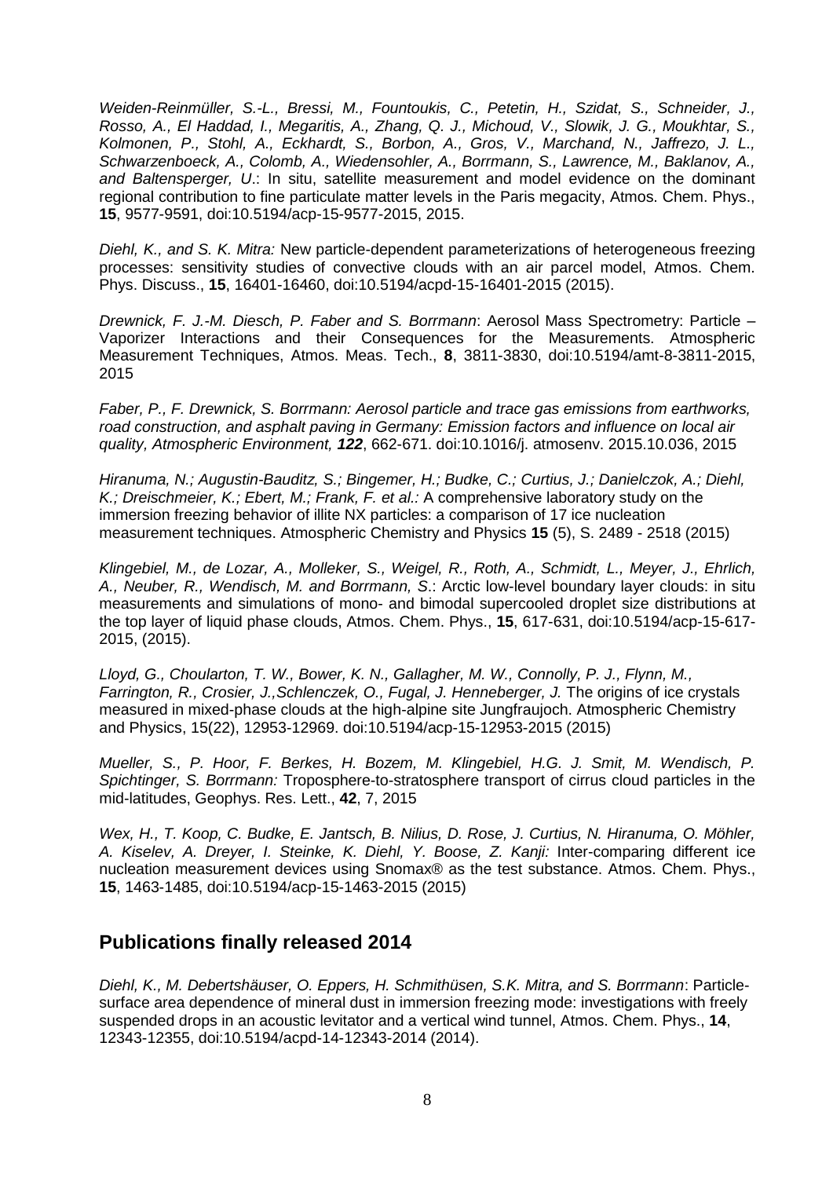*Weiden-Reinmüller, S.-L., Bressi, M., Fountoukis, C., Petetin, H., Szidat, S., Schneider, J., Rosso, A., El Haddad, I., Megaritis, A., Zhang, Q. J., Michoud, V., Slowik, J. G., Moukhtar, S., Kolmonen, P., Stohl, A., Eckhardt, S., Borbon, A., Gros, V., Marchand, N., Jaffrezo, J. L., Schwarzenboeck, A., Colomb, A., Wiedensohler, A., Borrmann, S., Lawrence, M., Baklanov, A., and Baltensperger, U*.: In situ, satellite measurement and model evidence on the dominant regional contribution to fine particulate matter levels in the Paris megacity, Atmos. Chem. Phys., **15**, 9577-9591, doi:10.5194/acp-15-9577-2015, 2015.

*Diehl, K., and S. K. Mitra:* New particle-dependent parameterizations of heterogeneous freezing processes: sensitivity studies of convective clouds with an air parcel model, Atmos. Chem. Phys. Discuss., **15**, 16401-16460, doi:10.5194/acpd-15-16401-2015 (2015).

*Drewnick, F. J.-M. Diesch, P. Faber and S. Borrmann*: Aerosol Mass Spectrometry: Particle – Vaporizer Interactions and their Consequences for the Measurements. Atmospheric Measurement Techniques, Atmos. Meas. Tech., **8**, 3811-3830, doi:10.5194/amt-8-3811-2015, 2015

*Faber, P., F. Drewnick, S. Borrmann: Aerosol particle and trace gas emissions from earthworks, road construction, and asphalt paving in Germany: Emission factors and influence on local air quality, Atmospheric Environment, **122***, 662-671. doi:10.1016/j. atmosenv. 2015.10.036, 2015

*Hiranuma, N.; Augustin-Bauditz, S.; Bingemer, H.; Budke, C.; Curtius, J.; Danielczok, A.; Diehl, K.; Dreischmeier, K.; Ebert, M.; Frank, F. et al.:* A comprehensive laboratory study on the immersion freezing behavior of illite NX particles: a comparison of 17 ice nucleation measurement techniques. Atmospheric Chemistry and Physics **15** (5), S. 2489 - 2518 (2015)

*Klingebiel, M., de Lozar, A., Molleker, S., Weigel, R., Roth, A., Schmidt, L., Meyer, J., Ehrlich, A., Neuber, R., Wendisch, M. and Borrmann, S*.: Arctic low-level boundary layer clouds: in situ measurements and simulations of mono- and bimodal supercooled droplet size distributions at the top layer of liquid phase clouds, Atmos. Chem. Phys., **15**, 617-631, doi:10.5194/acp-15-617-2015, (2015).

*Lloyd, G., Choularton, T. W., Bower, K. N., Gallagher, M. W., Connolly, P. J., Flynn, M., Farrington, R., Crosier, J.,Schlenczek, O., Fugal, J. Henneberger, J.* The origins of ice crystals measured in mixed-phase clouds at the high-alpine site Jungfraujoch. Atmospheric Chemistry and Physics, 15(22), 12953-12969. doi:10.5194/acp-15-12953-2015 (2015)

*Mueller, S., P. Hoor, F. Berkes, H. Bozem, M. Klingebiel, H.G. J. Smit, M. Wendisch, P. Spichtinger, S. Borrmann:* Troposphere-to-stratosphere transport of cirrus cloud particles in the mid-latitudes, Geophys. Res. Lett., **42**, 7, 2015

*Wex, H., T. Koop, C. Budke, E. Jantsch, B. Nilius, D. Rose, J. Curtius, N. Hiranuma, O. Möhler, A. Kiselev, A. Dreyer, I. Steinke, K. Diehl, Y. Boose, Z. Kanji:* Inter-comparing different ice nucleation measurement devices using Snomax® as the test substance. Atmos. Chem. Phys., **15**, 1463-1485, doi:10.5194/acp-15-1463-2015 (2015)

## Publications finally released 2014

*Diehl, K., M. Debertshäuser, O. Eppers, H. Schmithüsen, S.K. Mitra, and S. Borrmann*: Particle-surface area dependence of mineral dust in immersion freezing mode: investigations with freely suspended drops in an acoustic levitator and a vertical wind tunnel, Atmos. Chem. Phys., **14**, 12343-12355, doi:10.5194/acpd-14-12343-2014 (2014).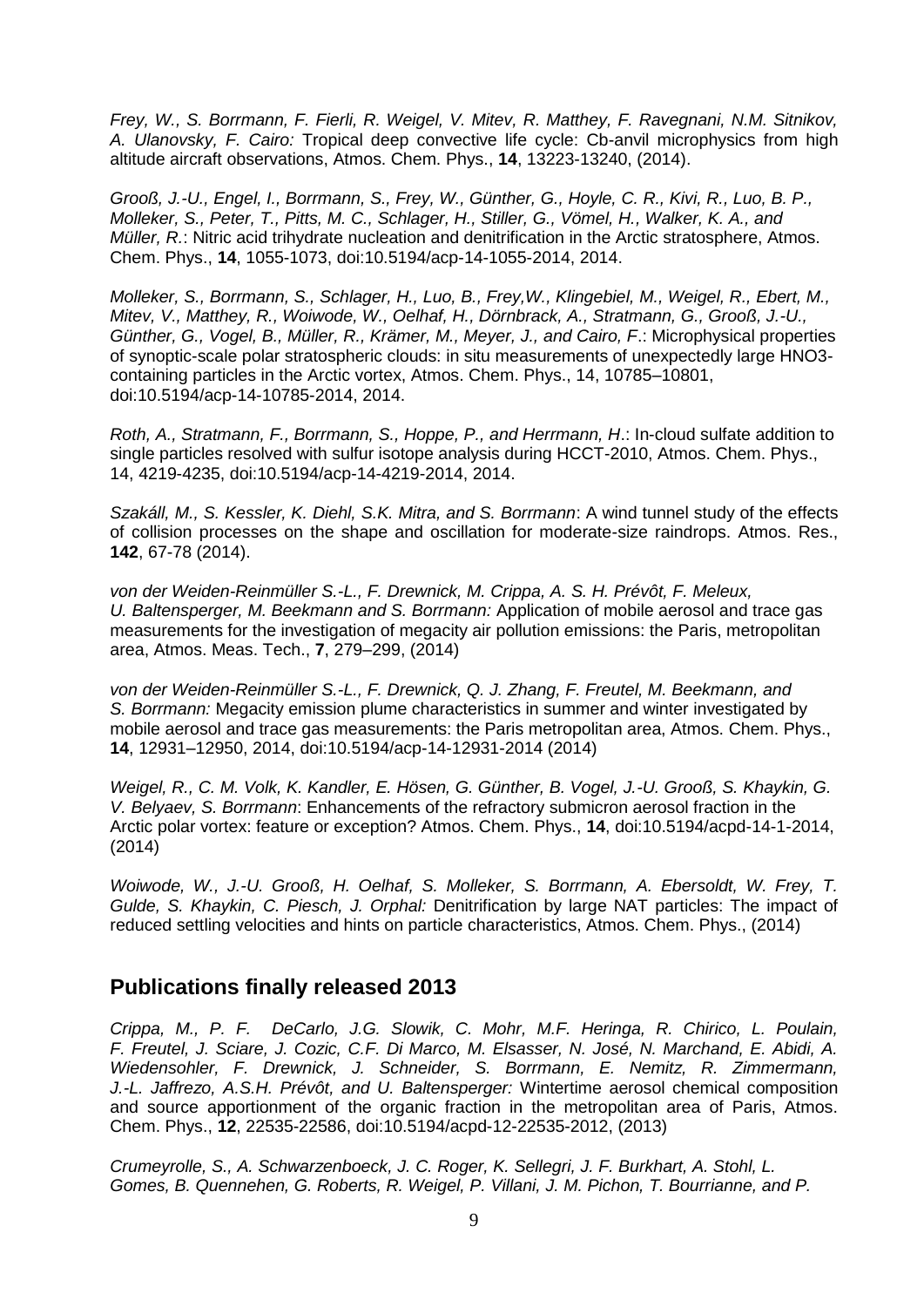*Frey, W., S. Borrmann, F. Fierli, R. Weigel, V. Mitev, R. Matthey, F. Ravegnani, N.M. Sitnikov, A. Ulanovsky, F. Cairo:* Tropical deep convective life cycle: Cb-anvil microphysics from high altitude aircraft observations, Atmos. Chem. Phys., **14**, 13223-13240, (2014).

*Grooß, J.-U., Engel, I., Borrmann, S., Frey, W., Günther, G., Hoyle, C. R., Kivi, R., Luo, B. P., Molleker, S., Peter, T., Pitts, M. C., Schlager, H., Stiller, G., Vömel, H., Walker, K. A., and Müller, R.*: Nitric acid trihydrate nucleation and denitrification in the Arctic stratosphere, Atmos. Chem. Phys., **14**, 1055-1073, doi:10.5194/acp-14-1055-2014, 2014.

*Molleker, S., Borrmann, S., Schlager, H., Luo, B., Frey,W., Klingebiel, M., Weigel, R., Ebert, M., Mitev, V., Matthey, R., Woiwode, W., Oelhaf, H., Dörnbrack, A., Stratmann, G., Grooß, J.-U., Günther, G., Vogel, B., Müller, R., Krämer, M., Meyer, J., and Cairo, F.*: Microphysical properties of synoptic-scale polar stratospheric clouds: in situ measurements of unexpectedly large HNO3-containing particles in the Arctic vortex, Atmos. Chem. Phys., 14, 10785–10801, doi:10.5194/acp-14-10785-2014, 2014.

*Roth, A., Stratmann, F., Borrmann, S., Hoppe, P., and Herrmann, H*.: In-cloud sulfate addition to single particles resolved with sulfur isotope analysis during HCCT-2010, Atmos. Chem. Phys., 14, 4219-4235, doi:10.5194/acp-14-4219-2014, 2014.

*Szakáll, M., S. Kessler, K. Diehl, S.K. Mitra, and S. Borrmann*: A wind tunnel study of the effects of collision processes on the shape and oscillation for moderate-size raindrops. Atmos. Res., **142**, 67-78 (2014).

*von der Weiden-Reinmüller S.-L., F. Drewnick, M. Crippa, A. S. H. Prévôt, F. Meleux, U. Baltensperger, M. Beekmann and S. Borrmann:* Application of mobile aerosol and trace gas measurements for the investigation of megacity air pollution emissions: the Paris, metropolitan area, Atmos. Meas. Tech., **7**, 279–299, (2014)

*von der Weiden-Reinmüller S.-L., F. Drewnick, Q. J. Zhang, F. Freutel, M. Beekmann, and S. Borrmann:* Megacity emission plume characteristics in summer and winter investigated by mobile aerosol and trace gas measurements: the Paris metropolitan area, Atmos. Chem. Phys., **14**, 12931–12950, 2014, doi:10.5194/acp-14-12931-2014 (2014)

*Weigel, R., C. M. Volk, K. Kandler, E. Hösen, G. Günther, B. Vogel, J.-U. Grooß, S. Khaykin, G. V. Belyaev, S. Borrmann*: Enhancements of the refractory submicron aerosol fraction in the Arctic polar vortex: feature or exception? Atmos. Chem. Phys., **14**, doi:10.5194/acpd-14-1-2014, (2014)

*Woiwode, W., J.-U. Grooß, H. Oelhaf, S. Molleker, S. Borrmann, A. Ebersoldt, W. Frey, T. Gulde, S. Khaykin, C. Piesch, J. Orphal:* Denitrification by large NAT particles: The impact of reduced settling velocities and hints on particle characteristics, Atmos. Chem. Phys., (2014)

## Publications finally released 2013

*Crippa, M., P. F. DeCarlo, J.G. Slowik, C. Mohr, M.F. Heringa, R. Chirico, L. Poulain, F. Freutel, J. Sciare, J. Cozic, C.F. Di Marco, M. Elsasser, N. José, N. Marchand, E. Abidi, A. Wiedensohler, F. Drewnick, J. Schneider, S. Borrmann, E. Nemitz, R. Zimmermann, J.-L. Jaffrezo, A.S.H. Prévôt, and U. Baltensperger:* Wintertime aerosol chemical composition and source apportionment of the organic fraction in the metropolitan area of Paris, Atmos. Chem. Phys., **12**, 22535-22586, doi:10.5194/acpd-12-22535-2012, (2013)

*Crumeyrolle, S., A. Schwarzenboeck, J. C. Roger, K. Sellegri, J. F. Burkhart, A. Stohl, L. Gomes, B. Quennehen, G. Roberts, R. Weigel, P. Villani, J. M. Pichon, T. Bourrianne, and P.*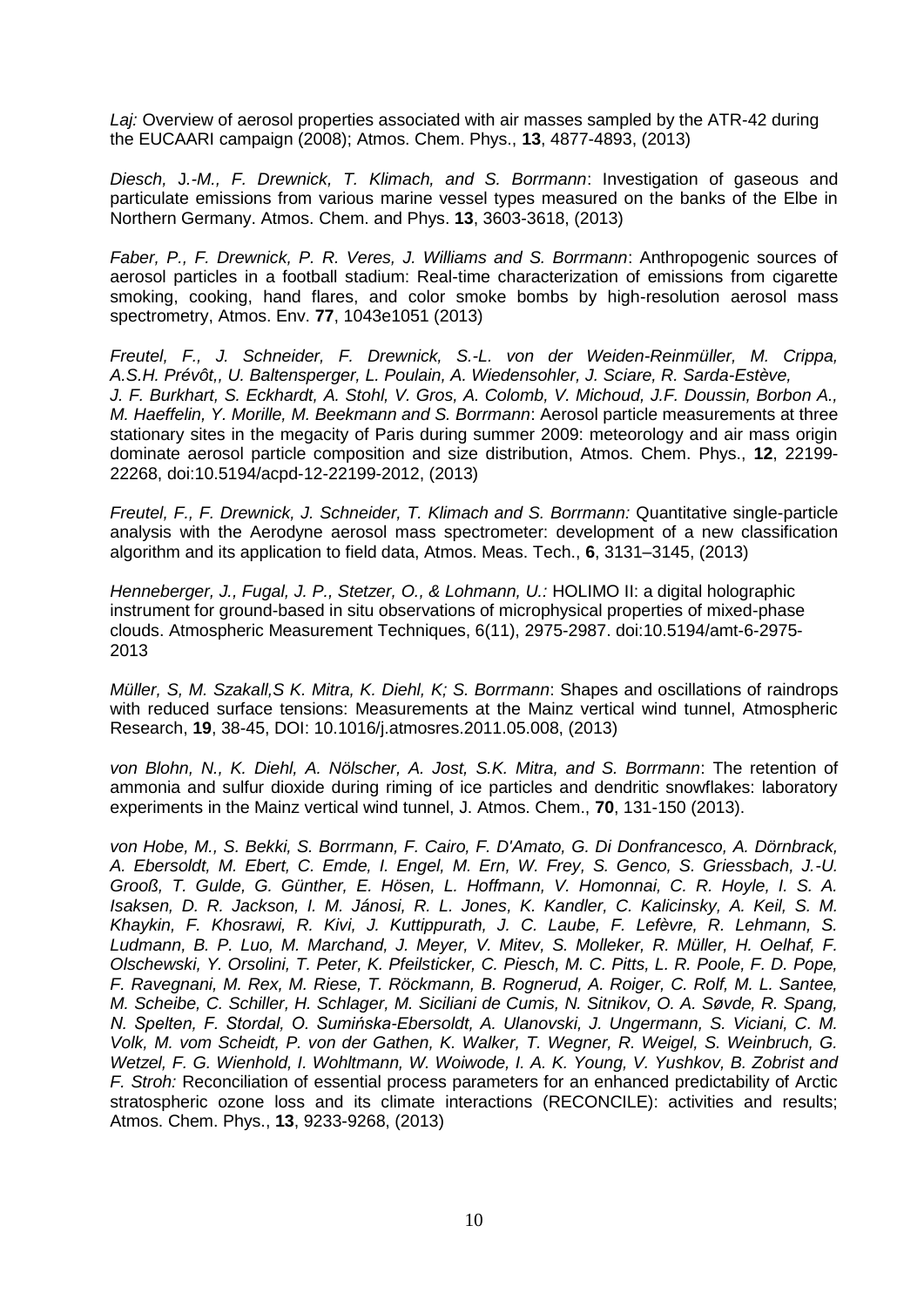*Laj:* Overview of aerosol properties associated with air masses sampled by the ATR-42 during the EUCAARI campaign (2008); Atmos. Chem. Phys., **13**, 4877-4893, (2013)

*Diesch, J.-M., F. Drewnick, T. Klimach, and S. Borrmann*: Investigation of gaseous and particulate emissions from various marine vessel types measured on the banks of the Elbe in Northern Germany. Atmos. Chem. and Phys. **13**, 3603-3618, (2013)

*Faber, P., F. Drewnick, P. R. Veres, J. Williams and S. Borrmann*: Anthropogenic sources of aerosol particles in a football stadium: Real-time characterization of emissions from cigarette smoking, cooking, hand flares, and color smoke bombs by high-resolution aerosol mass spectrometry, Atmos. Env. **77**, 1043e1051 (2013)

*Freutel, F., J. Schneider, F. Drewnick, S.-L. von der Weiden-Reinmüller, M. Crippa, A.S.H. Prévôt,, U. Baltensperger, L. Poulain, A. Wiedensohler, J. Sciare, R. Sarda-Estève, J. F. Burkhart, S. Eckhardt, A. Stohl, V. Gros, A. Colomb, V. Michoud, J.F. Doussin, Borbon A., M. Haeffelin, Y. Morille, M. Beekmann and S. Borrmann*: Aerosol particle measurements at three stationary sites in the megacity of Paris during summer 2009: meteorology and air mass origin dominate aerosol particle composition and size distribution, Atmos. Chem. Phys., **12**, 22199-22268, doi:10.5194/acpd-12-22199-2012, (2013)

*Freutel, F., F. Drewnick, J. Schneider, T. Klimach and S. Borrmann:* Quantitative single-particle analysis with the Aerodyne aerosol mass spectrometer: development of a new classification algorithm and its application to field data, Atmos. Meas. Tech., **6**, 3131–3145, (2013)

*Henneberger, J., Fugal, J. P., Stetzer, O., & Lohmann, U.:* HOLIMO II: a digital holographic instrument for ground-based in situ observations of microphysical properties of mixed-phase clouds. Atmospheric Measurement Techniques, 6(11), 2975-2987. doi:10.5194/amt-6-2975-2013

*Müller, S, M. Szakall,S K. Mitra, K. Diehl, K; S. Borrmann*: Shapes and oscillations of raindrops with reduced surface tensions: Measurements at the Mainz vertical wind tunnel, Atmospheric Research, **19**, 38-45, DOI: 10.1016/j.atmosres.2011.05.008, (2013)

*von Blohn, N., K. Diehl, A. Nölscher, A. Jost, S.K. Mitra, and S. Borrmann*: The retention of ammonia and sulfur dioxide during riming of ice particles and dendritic snowflakes: laboratory experiments in the Mainz vertical wind tunnel, J. Atmos. Chem., **70**, 131-150 (2013).

*von Hobe, M., S. Bekki, S. Borrmann, F. Cairo, F. D'Amato, G. Di Donfrancesco, A. Dörnbrack, A. Ebersoldt, M. Ebert, C. Emde, I. Engel, M. Ern, W. Frey, S. Genco, S. Griessbach, J.-U. Grooß, T. Gulde, G. Günther, E. Hösen, L. Hoffmann, V. Homonnai, C. R. Hoyle, I. S. A. Isaksen, D. R. Jackson, I. M. Jánosi, R. L. Jones, K. Kandler, C. Kalicinsky, A. Keil, S. M. Khaykin, F. Khosrawi, R. Kivi, J. Kuttippurath, J. C. Laube, F. Lefèvre, R. Lehmann, S. Ludmann, B. P. Luo, M. Marchand, J. Meyer, V. Mitev, S. Molleker, R. Müller, H. Oelhaf, F. Olschewski, Y. Orsolini, T. Peter, K. Pfeilsticker, C. Piesch, M. C. Pitts, L. R. Poole, F. D. Pope, F. Ravegnani, M. Rex, M. Riese, T. Röckmann, B. Rognerud, A. Roiger, C. Rolf, M. L. Santee, M. Scheibe, C. Schiller, H. Schlager, M. Siciliani de Cumis, N. Sitnikov, O. A. Søvde, R. Spang, N. Spelten, F. Stordal, O. Sumińska-Ebersoldt, A. Ulanovski, J. Ungermann, S. Viciani, C. M. Volk, M. vom Scheidt, P. von der Gathen, K. Walker, T. Wegner, R. Weigel, S. Weinbruch, G. Wetzel, F. G. Wienhold, I. Wohltmann, W. Woiwode, I. A. K. Young, V. Yushkov, B. Zobrist and F. Stroh:* Reconciliation of essential process parameters for an enhanced predictability of Arctic stratospheric ozone loss and its climate interactions (RECONCILE): activities and results; Atmos. Chem. Phys., **13**, 9233-9268, (2013)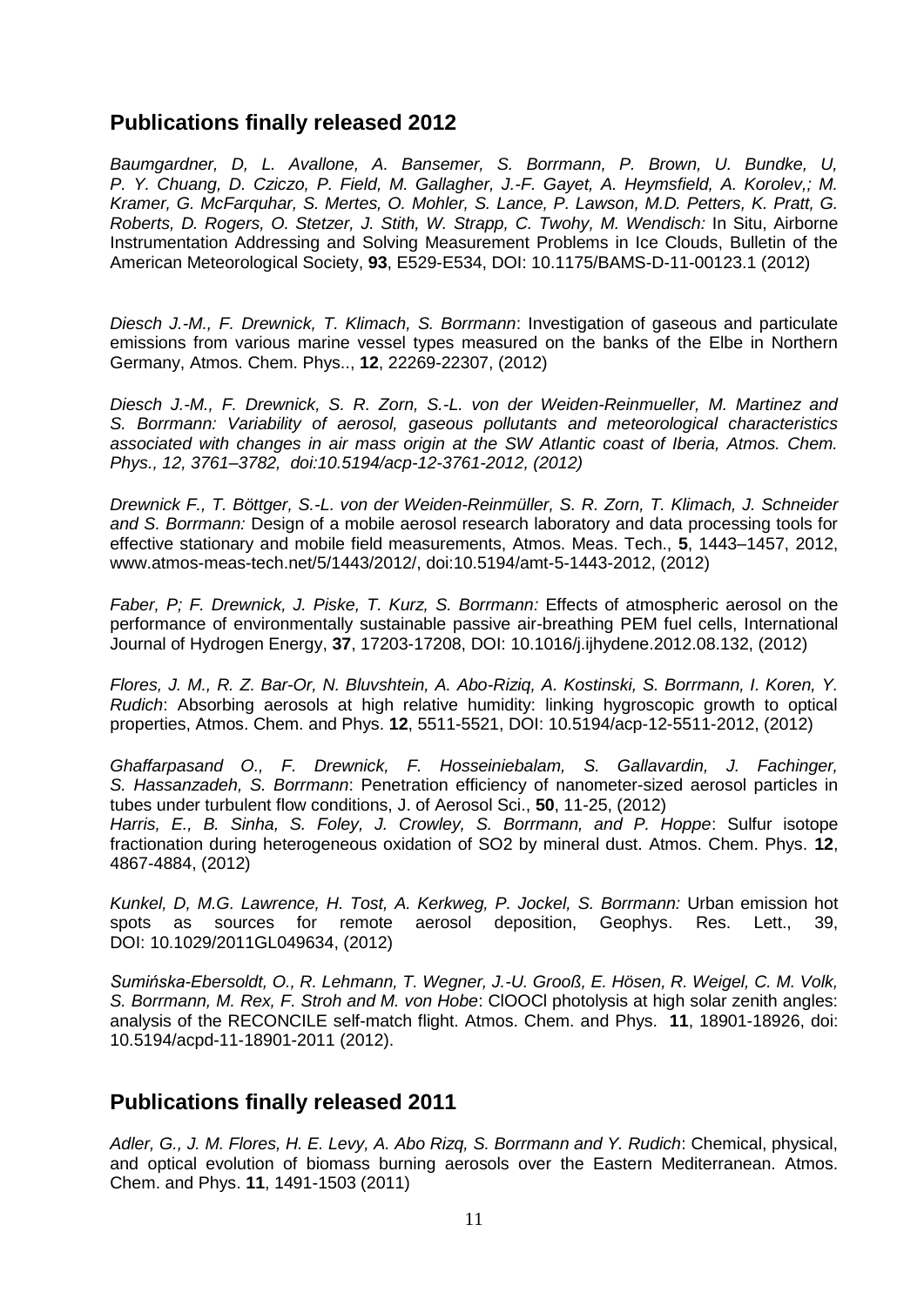## Publications finally released 2012

*Baumgardner, D, L. Avallone, A. Bansemer, S. Borrmann, P. Brown, U. Bundke, U, P. Y. Chuang, D. Cziczo, P. Field, M. Gallagher, J.-F. Gayet, A. Heymsfield, A. Korolev,; M. Kramer, G. McFarquhar, S. Mertes, O. Mohler, S. Lance, P. Lawson, M.D. Petters, K. Pratt, G. Roberts, D. Rogers, O. Stetzer, J. Stith, W. Strapp, C. Twohy, M. Wendisch:* In Situ, Airborne Instrumentation Addressing and Solving Measurement Problems in Ice Clouds, Bulletin of the American Meteorological Society, **93**, E529-E534, DOI: 10.1175/BAMS-D-11-00123.1 (2012)

*Diesch J.-M., F. Drewnick, T. Klimach, S. Borrmann*: Investigation of gaseous and particulate emissions from various marine vessel types measured on the banks of the Elbe in Northern Germany, Atmos. Chem. Phys.., **12**, 22269-22307, (2012)

*Diesch J.-M., F. Drewnick, S. R. Zorn, S.-L. von der Weiden-Reinmueller, M. Martinez and S. Borrmann: Variability of aerosol, gaseous pollutants and meteorological characteristics associated with changes in air mass origin at the SW Atlantic coast of Iberia, Atmos. Chem. Phys., 12, 3761–3782, doi:10.5194/acp-12-3761-2012, (2012)*

*Drewnick F., T. Böttger, S.-L. von der Weiden-Reinmüller, S. R. Zorn, T. Klimach, J. Schneider and S. Borrmann:* Design of a mobile aerosol research laboratory and data processing tools for effective stationary and mobile field measurements, Atmos. Meas. Tech., **5**, 1443–1457, 2012, www.atmos-meas-tech.net/5/1443/2012/, doi:10.5194/amt-5-1443-2012, (2012)

*Faber, P; F. Drewnick, J. Piske, T. Kurz, S. Borrmann:* Effects of atmospheric aerosol on the performance of environmentally sustainable passive air-breathing PEM fuel cells, International Journal of Hydrogen Energy, **37**, 17203-17208, DOI: 10.1016/j.ijhydene.2012.08.132, (2012)

*Flores, J. M., R. Z. Bar-Or, N. Bluvshtein, A. Abo-Riziq, A. Kostinski, S. Borrmann, I. Koren, Y. Rudich*: Absorbing aerosols at high relative humidity: linking hygroscopic growth to optical properties, Atmos. Chem. and Phys. **12**, 5511-5521, DOI: 10.5194/acp-12-5511-2012, (2012)

*Ghaffarpasand O., F. Drewnick, F. Hosseiniebalam, S. Gallavardin, J. Fachinger, S. Hassanzadeh, S. Borrmann*: Penetration efficiency of nanometer-sized aerosol particles in tubes under turbulent flow conditions, J. of Aerosol Sci., **50**, 11-25, (2012)

*Harris, E., B. Sinha, S. Foley, J. Crowley, S. Borrmann, and P. Hoppe*: Sulfur isotope fractionation during heterogeneous oxidation of SO2 by mineral dust. Atmos. Chem. Phys. **12**, 4867-4884, (2012)

*Kunkel, D, M.G. Lawrence, H. Tost, A. Kerkweg, P. Jockel, S. Borrmann:* Urban emission hot spots as sources for remote aerosol deposition, Geophys. Res. Lett., 39, DOI: 10.1029/2011GL049634, (2012)

*Sumińska-Ebersoldt, O., R. Lehmann, T. Wegner, J.-U. Grooß, E. Hösen, R. Weigel, C. M. Volk, S. Borrmann, M. Rex, F. Stroh and M. von Hobe*: ClOOCl photolysis at high solar zenith angles: analysis of the RECONCILE self-match flight. Atmos. Chem. and Phys. **11**, 18901-18926, doi: 10.5194/acpd-11-18901-2011 (2012).

## Publications finally released 2011

*Adler, G., J. M. Flores, H. E. Levy, A. Abo Rizq, S. Borrmann and Y. Rudich*: Chemical, physical, and optical evolution of biomass burning aerosols over the Eastern Mediterranean. Atmos. Chem. and Phys. **11**, 1491-1503 (2011)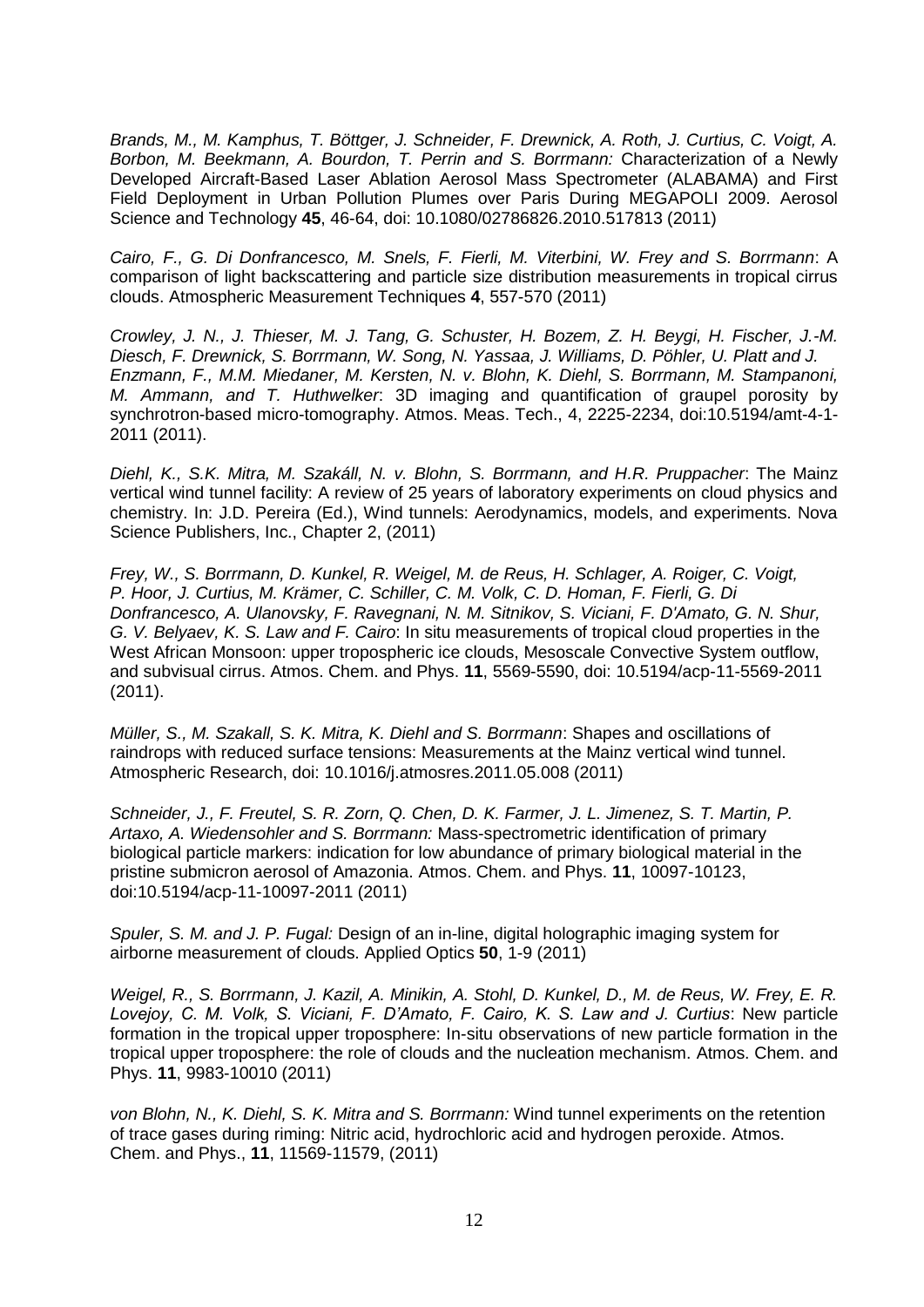*Brands, M., M. Kamphus, T. Böttger, J. Schneider, F. Drewnick, A. Roth, J. Curtius, C. Voigt, A. Borbon, M. Beekmann, A. Bourdon, T. Perrin and S. Borrmann:* Characterization of a Newly Developed Aircraft-Based Laser Ablation Aerosol Mass Spectrometer (ALABAMA) and First Field Deployment in Urban Pollution Plumes over Paris During MEGAPOLI 2009. Aerosol Science and Technology **45**, 46-64, doi: 10.1080/02786826.2010.517813 (2011)

*Cairo, F., G. Di Donfrancesco, M. Snels, F. Fierli, M. Viterbini, W. Frey and S. Borrmann*: A comparison of light backscattering and particle size distribution measurements in tropical cirrus clouds. Atmospheric Measurement Techniques **4**, 557-570 (2011)

*Crowley, J. N., J. Thieser, M. J. Tang, G. Schuster, H. Bozem, Z. H. Beygi, H. Fischer, J.-M. Diesch, F. Drewnick, S. Borrmann, W. Song, N. Yassaa, J. Williams, D. Pöhler, U. Platt and J. Enzmann, F., M.M. Miedaner, M. Kersten, N. v. Blohn, K. Diehl, S. Borrmann, M. Stampanoni, M. Ammann, and T. Huthwelker*: 3D imaging and quantification of graupel porosity by synchrotron-based micro-tomography. Atmos. Meas. Tech., 4, 2225-2234, doi:10.5194/amt-4-1-2011 (2011).

*Diehl, K., S.K. Mitra, M. Szakáll, N. v. Blohn, S. Borrmann, and H.R. Pruppacher*: The Mainz vertical wind tunnel facility: A review of 25 years of laboratory experiments on cloud physics and chemistry. In: J.D. Pereira (Ed.), Wind tunnels: Aerodynamics, models, and experiments. Nova Science Publishers, Inc., Chapter 2, (2011)

*Frey, W., S. Borrmann, D. Kunkel, R. Weigel, M. de Reus, H. Schlager, A. Roiger, C. Voigt, P. Hoor, J. Curtius, M. Krämer, C. Schiller, C. M. Volk, C. D. Homan, F. Fierli, G. Di Donfrancesco, A. Ulanovsky, F. Ravegnani, N. M. Sitnikov, S. Viciani, F. D'Amato, G. N. Shur, G. V. Belyaev, K. S. Law and F. Cairo*: In situ measurements of tropical cloud properties in the West African Monsoon: upper tropospheric ice clouds, Mesoscale Convective System outflow, and subvisual cirrus. Atmos. Chem. and Phys. **11**, 5569-5590, doi: 10.5194/acp-11-5569-2011 (2011).

*Müller, S., M. Szakall, S. K. Mitra, K. Diehl and S. Borrmann*: Shapes and oscillations of raindrops with reduced surface tensions: Measurements at the Mainz vertical wind tunnel. Atmospheric Research, doi: 10.1016/j.atmosres.2011.05.008 (2011)

*Schneider, J., F. Freutel, S. R. Zorn, Q. Chen, D. K. Farmer, J. L. Jimenez, S. T. Martin, P. Artaxo, A. Wiedensohler and S. Borrmann:* Mass-spectrometric identification of primary biological particle markers: indication for low abundance of primary biological material in the pristine submicron aerosol of Amazonia. Atmos. Chem. and Phys. **11**, 10097-10123, doi:10.5194/acp-11-10097-2011 (2011)

*Spuler, S. M. and J. P. Fugal:* Design of an in-line, digital holographic imaging system for airborne measurement of clouds. Applied Optics **50**, 1-9 (2011)

*Weigel, R., S. Borrmann, J. Kazil, A. Minikin, A. Stohl, D. Kunkel, D., M. de Reus, W. Frey, E. R. Lovejoy, C. M. Volk, S. Viciani, F. D'Amato, F. Cairo, K. S. Law and J. Curtius*: New particle formation in the tropical upper troposphere: In-situ observations of new particle formation in the tropical upper troposphere: the role of clouds and the nucleation mechanism. Atmos. Chem. and Phys. **11**, 9983-10010 (2011)

*von Blohn, N., K. Diehl, S. K. Mitra and S. Borrmann:* Wind tunnel experiments on the retention of trace gases during riming: Nitric acid, hydrochloric acid and hydrogen peroxide. Atmos. Chem. and Phys., **11**, 11569-11579, (2011)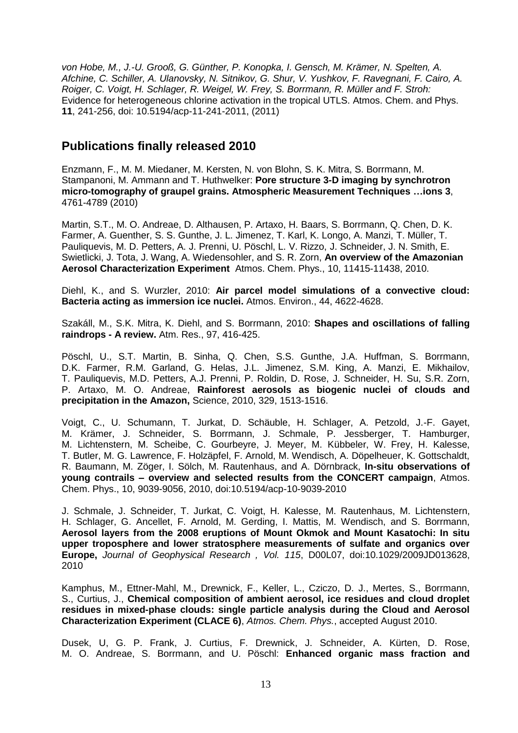*von Hobe, M., J.-U. Grooß, G. Günther, P. Konopka, I. Gensch, M. Krämer, N. Spelten, A. Afchine, C. Schiller, A. Ulanovsky, N. Sitnikov, G. Shur, V. Yushkov, F. Ravegnani, F. Cairo, A. Roiger, C. Voigt, H. Schlager, R. Weigel, W. Frey, S. Borrmann, R. Müller and F. Stroh:* Evidence for heterogeneous chlorine activation in the tropical UTLS. Atmos. Chem. and Phys. **11**, 241-256, doi: 10.5194/acp-11-241-2011, (2011)

## Publications finally released 2010

Enzmann, F., M. M. Miedaner, M. Kersten, N. von Blohn, S. K. Mitra, S. Borrmann, M. Stampanoni, M. Ammann and T. Huthwelker: **Pore structure 3-D imaging by synchrotron micro-tomography of graupel grains. Atmospheric Measurement Techniques …ions 3**, 4761-4789 (2010)

Martin, S.T., M. O. Andreae, D. Althausen, P. Artaxo, H. Baars, S. Borrmann, Q. Chen, D. K. Farmer, A. Guenther, S. S. Gunthe, J. L. Jimenez, T. Karl, K. Longo, A. Manzi, T. Müller, T. Pauliquevis, M. D. Petters, A. J. Prenni, U. Pöschl, L. V. Rizzo, J. Schneider, J. N. Smith, E. Swietlicki, J. Tota, J. Wang, A. Wiedensohler, and S. R. Zorn, **An overview of the Amazonian Aerosol Characterization Experiment** Atmos. Chem. Phys., 10, 11415-11438, 2010.

Diehl, K., and S. Wurzler, 2010: **Air parcel model simulations of a convective cloud: Bacteria acting as immersion ice nuclei.** Atmos. Environ., 44, 4622-4628.

Szakáll, M., S.K. Mitra, K. Diehl, and S. Borrmann, 2010: **Shapes and oscillations of falling raindrops - A review.** Atm. Res., 97, 416-425.

Pöschl, U., S.T. Martin, B. Sinha, Q. Chen, S.S. Gunthe, J.A. Huffman, S. Borrmann, D.K. Farmer, R.M. Garland, G. Helas, J.L. Jimenez, S.M. King, A. Manzi, E. Mikhailov, T. Pauliquevis, M.D. Petters, A.J. Prenni, P. Roldin, D. Rose, J. Schneider, H. Su, S.R. Zorn, P. Artaxo, M. O. Andreae, **Rainforest aerosols as biogenic nuclei of clouds and precipitation in the Amazon,** Science, 2010, 329, 1513-1516.

Voigt, C., U. Schumann, T. Jurkat, D. Schäuble, H. Schlager, A. Petzold, J.-F. Gayet, M. Krämer, J. Schneider, S. Borrmann, J. Schmale, P. Jessberger, T. Hamburger, M. Lichtenstern, M. Scheibe, C. Gourbeyre, J. Meyer, M. Kübbeler, W. Frey, H. Kalesse, T. Butler, M. G. Lawrence, F. Holzäpfel, F. Arnold, M. Wendisch, A. Döpelheuer, K. Gottschaldt, R. Baumann, M. Zöger, I. Sölch, M. Rautenhaus, and A. Dörnbrack, **In-situ observations of young contrails – overview and selected results from the CONCERT campaign**, Atmos. Chem. Phys., 10, 9039-9056, 2010, doi:10.5194/acp-10-9039-2010

J. Schmale, J. Schneider, T. Jurkat, C. Voigt, H. Kalesse, M. Rautenhaus, M. Lichtenstern, H. Schlager, G. Ancellet, F. Arnold, M. Gerding, I. Mattis, M. Wendisch, and S. Borrmann, **Aerosol layers from the 2008 eruptions of Mount Okmok and Mount Kasatochi: In situ upper troposphere and lower stratosphere measurements of sulfate and organics over Europe,** *Journal of Geophysical Research , Vol. 115*, D00L07, doi:10.1029/2009JD013628, 2010

Kamphus, M., Ettner-Mahl, M., Drewnick, F., Keller, L., Cziczo, D. J., Mertes, S., Borrmann, S., Curtius, J., **Chemical composition of ambient aerosol, ice residues and cloud droplet residues in mixed-phase clouds: single particle analysis during the Cloud and Aerosol Characterization Experiment (CLACE 6)**, *Atmos. Chem. Phys.*, accepted August 2010.

Dusek, U, G. P. Frank, J. Curtius, F. Drewnick, J. Schneider, A. Kürten, D. Rose, M. O. Andreae, S. Borrmann, and U. Pöschl: **Enhanced organic mass fraction and**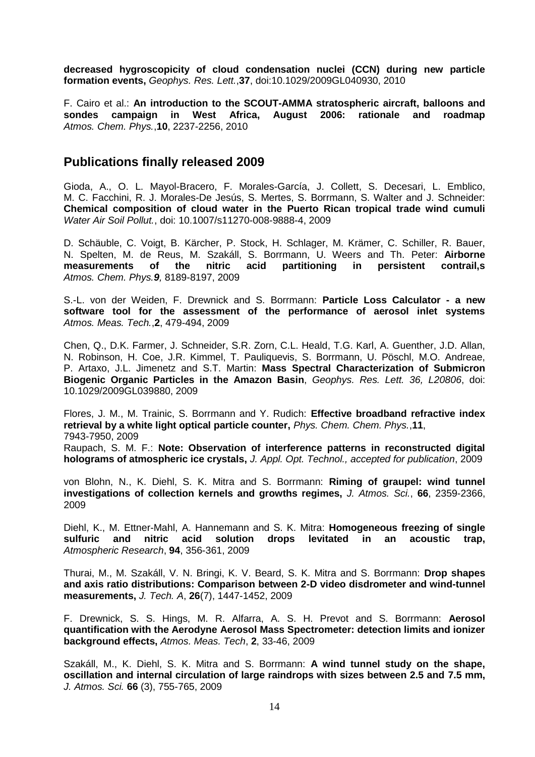**decreased hygroscopicity of cloud condensation nuclei (CCN) during new particle formation events,** *Geophys. Res. Lett.*,**37**, doi:10.1029/2009GL040930, 2010

F. Cairo et al.: **An introduction to the SCOUT-AMMA stratospheric aircraft, balloons and sondes campaign in West Africa, August 2006: rationale and roadmap** *Atmos. Chem. Phys.*,**10**, 2237-2256, 2010

## Publications finally released 2009

Gioda, A., O. L. Mayol-Bracero, F. Morales-García, J. Collett, S. Decesari, L. Emblico, M. C. Facchini, R. J. Morales-De Jesús, S. Mertes, S. Borrmann, S. Walter and J. Schneider: **Chemical composition of cloud water in the Puerto Rican tropical trade wind cumuli** *Water Air Soil Pollut.*, doi: 10.1007/s11270-008-9888-4, 2009

D. Schäuble, C. Voigt, B. Kärcher, P. Stock, H. Schlager, M. Krämer, C. Schiller, R. Bauer, N. Spelten, M. de Reus, M. Szakáll, S. Borrmann, U. Weers and Th. Peter: **Airborne measurements of the nitric acid partitioning in persistent contrail,s** *Atmos. Chem. Phys.**9**,* 8189-8197, 2009

S.-L. von der Weiden, F. Drewnick and S. Borrmann: **Particle Loss Calculator - a new software tool for the assessment of the performance of aerosol inlet systems** *Atmos. Meas. Tech.*,**2**, 479-494, 2009

Chen, Q., D.K. Farmer, J. Schneider, S.R. Zorn, C.L. Heald, T.G. Karl, A. Guenther, J.D. Allan, N. Robinson, H. Coe, J.R. Kimmel, T. Pauliquevis, S. Borrmann, U. Pöschl, M.O. Andreae, P. Artaxo, J.L. Jimenetz and S.T. Martin: **Mass Spectral Characterization of Submicron Biogenic Organic Particles in the Amazon Basin**, *Geophys. Res. Lett. 36, L20806*, doi: 10.1029/2009GL039880, 2009

Flores, J. M., M. Trainic, S. Borrmann and Y. Rudich: **Effective broadband refractive index retrieval by a white light optical particle counter,** *Phys. Chem. Chem. Phys.*,**11**, 7943-7950, 2009
Raupach, S. M. F.: **Note: Observation of interference patterns in reconstructed digital holograms of atmospheric ice crystals,** *J. Appl. Opt. Technol., accepted for publication*, 2009

von Blohn, N., K. Diehl, S. K. Mitra and S. Borrmann: **Riming of graupel: wind tunnel investigations of collection kernels and growths regimes,** *J. Atmos. Sci.*, **66**, 2359-2366, 2009

Diehl, K., M. Ettner-Mahl, A. Hannemann and S. K. Mitra: **Homogeneous freezing of single sulfuric and nitric acid solution drops levitated in an acoustic trap,** *Atmospheric Research*, **94**, 356-361, 2009

Thurai, M., M. Szakáll, V. N. Bringi, K. V. Beard, S. K. Mitra and S. Borrmann: **Drop shapes and axis ratio distributions: Comparison between 2-D video disdrometer and wind-tunnel measurements,** *J. Tech. A*, **26**(7), 1447-1452, 2009

F. Drewnick, S. S. Hings, M. R. Alfarra, A. S. H. Prevot and S. Borrmann: **Aerosol quantification with the Aerodyne Aerosol Mass Spectrometer: detection limits and ionizer background effects,** *Atmos. Meas. Tech*, **2**, 33-46, 2009

Szakáll, M., K. Diehl, S. K. Mitra and S. Borrmann: **A wind tunnel study on the shape, oscillation and internal circulation of large raindrops with sizes between 2.5 and 7.5 mm,** *J. Atmos. Sci.* **66** (3), 755-765, 2009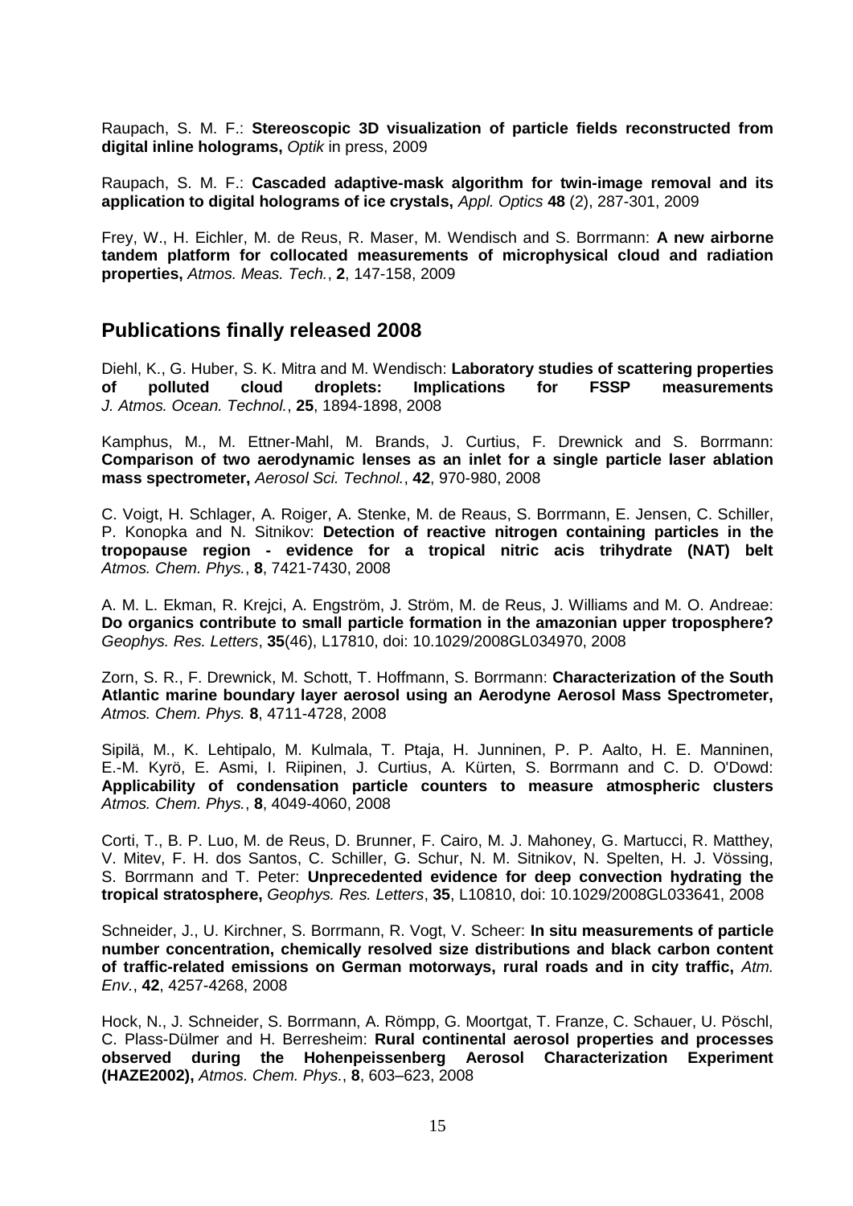Raupach, S. M. F.: **Stereoscopic 3D visualization of particle fields reconstructed from digital inline holograms,** *Optik* in press, 2009

Raupach, S. M. F.: **Cascaded adaptive-mask algorithm for twin-image removal and its application to digital holograms of ice crystals,** *Appl. Optics* **48** (2), 287-301, 2009

Frey, W., H. Eichler, M. de Reus, R. Maser, M. Wendisch and S. Borrmann: **A new airborne tandem platform for collocated measurements of microphysical cloud and radiation properties,** *Atmos. Meas. Tech.*, **2**, 147-158, 2009

## Publications finally released 2008

Diehl, K., G. Huber, S. K. Mitra and M. Wendisch: **Laboratory studies of scattering properties of polluted cloud droplets: Implications for FSSP measurements** *J. Atmos. Ocean. Technol.*, **25**, 1894-1898, 2008

Kamphus, M., M. Ettner-Mahl, M. Brands, J. Curtius, F. Drewnick and S. Borrmann: **Comparison of two aerodynamic lenses as an inlet for a single particle laser ablation mass spectrometer,** *Aerosol Sci. Technol.*, **42**, 970-980, 2008

C. Voigt, H. Schlager, A. Roiger, A. Stenke, M. de Reaus, S. Borrmann, E. Jensen, C. Schiller, P. Konopka and N. Sitnikov: **Detection of reactive nitrogen containing particles in the tropopause region - evidence for a tropical nitric acis trihydrate (NAT) belt** *Atmos. Chem. Phys.*, **8**, 7421-7430, 2008

A. M. L. Ekman, R. Krejci, A. Engström, J. Ström, M. de Reus, J. Williams and M. O. Andreae: **Do organics contribute to small particle formation in the amazonian upper troposphere?** *Geophys. Res. Letters*, **35**(46), L17810, doi: 10.1029/2008GL034970, 2008

Zorn, S. R., F. Drewnick, M. Schott, T. Hoffmann, S. Borrmann: **Characterization of the South Atlantic marine boundary layer aerosol using an Aerodyne Aerosol Mass Spectrometer,** *Atmos. Chem. Phys.* **8**, 4711-4728, 2008

Sipilä, M., K. Lehtipalo, M. Kulmala, T. Ptaja, H. Junninen, P. P. Aalto, H. E. Manninen, E.-M. Kyrö, E. Asmi, I. Riipinen, J. Curtius, A. Kürten, S. Borrmann and C. D. O'Dowd: **Applicability of condensation particle counters to measure atmospheric clusters** *Atmos. Chem. Phys.*, **8**, 4049-4060, 2008

Corti, T., B. P. Luo, M. de Reus, D. Brunner, F. Cairo, M. J. Mahoney, G. Martucci, R. Matthey, V. Mitev, F. H. dos Santos, C. Schiller, G. Schur, N. M. Sitnikov, N. Spelten, H. J. Vössing, S. Borrmann and T. Peter: **Unprecedented evidence for deep convection hydrating the tropical stratosphere,** *Geophys. Res. Letters*, **35**, L10810, doi: 10.1029/2008GL033641, 2008

Schneider, J., U. Kirchner, S. Borrmann, R. Vogt, V. Scheer: **In situ measurements of particle number concentration, chemically resolved size distributions and black carbon content of traffic-related emissions on German motorways, rural roads and in city traffic,** *Atm. Env.*, **42**, 4257-4268, 2008

Hock, N., J. Schneider, S. Borrmann, A. Römpp, G. Moortgat, T. Franze, C. Schauer, U. Pöschl, C. Plass-Dülmer and H. Berresheim: **Rural continental aerosol properties and processes observed during the Hohenpeissenberg Aerosol Characterization Experiment (HAZE2002),** *Atmos. Chem. Phys.*, **8**, 603–623, 2008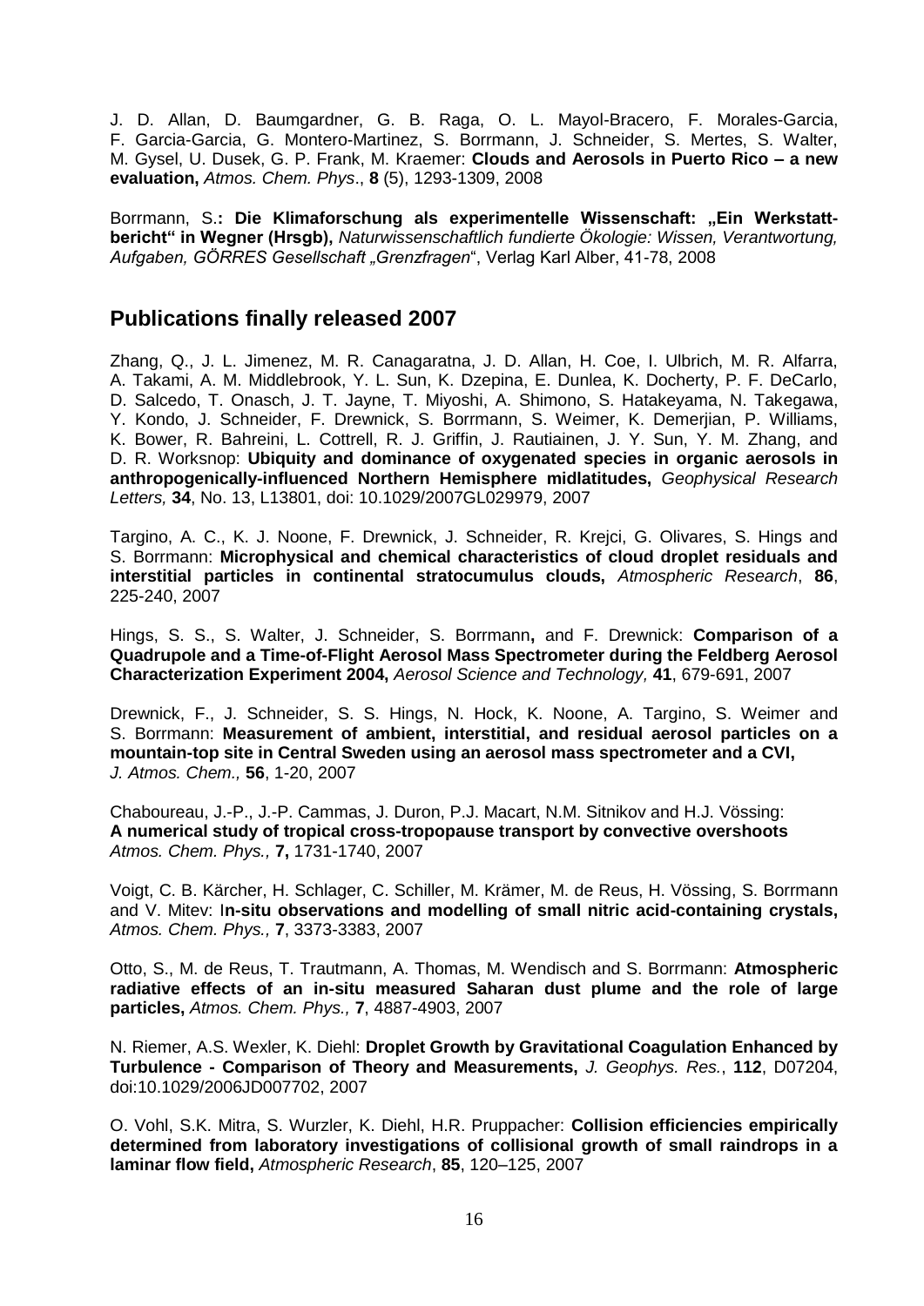J. D. Allan, D. Baumgardner, G. B. Raga, O. L. Mayol-Bracero, F. Morales-Garcia, F. Garcia-Garcia, G. Montero-Martinez, S. Borrmann, J. Schneider, S. Mertes, S. Walter, M. Gysel, U. Dusek, G. P. Frank, M. Kraemer: **Clouds and Aerosols in Puerto Rico – a new evaluation,** *Atmos. Chem. Phys*., **8** (5), 1293-1309, 2008

Borrmann, S.**: Die Klimaforschung als experimentelle Wissenschaft: „Ein Werkstatt-bericht" in Wegner (Hrsgb),** *Naturwissenschaftlich fundierte Ökologie: Wissen, Verantwortung, Aufgaben, GÖRRES Gesellschaft „Grenzfragen*", Verlag Karl Alber, 41-78, 2008

## Publications finally released 2007

Zhang, Q., J. L. Jimenez, M. R. Canagaratna, J. D. Allan, H. Coe, I. Ulbrich, M. R. Alfarra, A. Takami, A. M. Middlebrook, Y. L. Sun, K. Dzepina, E. Dunlea, K. Docherty, P. F. DeCarlo, D. Salcedo, T. Onasch, J. T. Jayne, T. Miyoshi, A. Shimono, S. Hatakeyama, N. Takegawa, Y. Kondo, J. Schneider, F. Drewnick, S. Borrmann, S. Weimer, K. Demerjian, P. Williams, K. Bower, R. Bahreini, L. Cottrell, R. J. Griffin, J. Rautiainen, J. Y. Sun, Y. M. Zhang, and D. R. Worksnop: **Ubiquity and dominance of oxygenated species in organic aerosols in anthropogenically-influenced Northern Hemisphere midlatitudes,** *Geophysical Research Letters,* **34**, No. 13, L13801, doi: 10.1029/2007GL029979, 2007

Targino, A. C., K. J. Noone, F. Drewnick, J. Schneider, R. Krejci, G. Olivares, S. Hings and S. Borrmann: **Microphysical and chemical characteristics of cloud droplet residuals and interstitial particles in continental stratocumulus clouds,** *Atmospheric Research*, **86**, 225-240, 2007

Hings, S. S., S. Walter, J. Schneider, S. Borrmann**,** and F. Drewnick: **Comparison of a Quadrupole and a Time-of-Flight Aerosol Mass Spectrometer during the Feldberg Aerosol Characterization Experiment 2004,** *Aerosol Science and Technology,* **41**, 679-691, 2007

Drewnick, F., J. Schneider, S. S. Hings, N. Hock, K. Noone, A. Targino, S. Weimer and S. Borrmann: **Measurement of ambient, interstitial, and residual aerosol particles on a mountain-top site in Central Sweden using an aerosol mass spectrometer and a CVI,** *J. Atmos. Chem.,* **56**, 1-20, 2007

Chaboureau, J.-P., J.-P. Cammas, J. Duron, P.J. Macart, N.M. Sitnikov and H.J. Vössing: **A numerical study of tropical cross-tropopause transport by convective overshoots** *Atmos. Chem. Phys.,* **7,** 1731-1740, 2007

Voigt, C. B. Kärcher, H. Schlager, C. Schiller, M. Krämer, M. de Reus, H. Vössing, S. Borrmann and V. Mitev: I**n-situ observations and modelling of small nitric acid-containing crystals,** *Atmos. Chem. Phys.,* **7**, 3373-3383, 2007

Otto, S., M. de Reus, T. Trautmann, A. Thomas, M. Wendisch and S. Borrmann: **Atmospheric radiative effects of an in-situ measured Saharan dust plume and the role of large particles,** *Atmos. Chem. Phys.,* **7**, 4887-4903, 2007

N. Riemer, A.S. Wexler, K. Diehl: **Droplet Growth by Gravitational Coagulation Enhanced by Turbulence - Comparison of Theory and Measurements,** *J. Geophys. Res.*, **112**, D07204, doi:10.1029/2006JD007702, 2007

O. Vohl, S.K. Mitra, S. Wurzler, K. Diehl, H.R. Pruppacher: **Collision efficiencies empirically determined from laboratory investigations of collisional growth of small raindrops in a laminar flow field,** *Atmospheric Research*, **85**, 120–125, 2007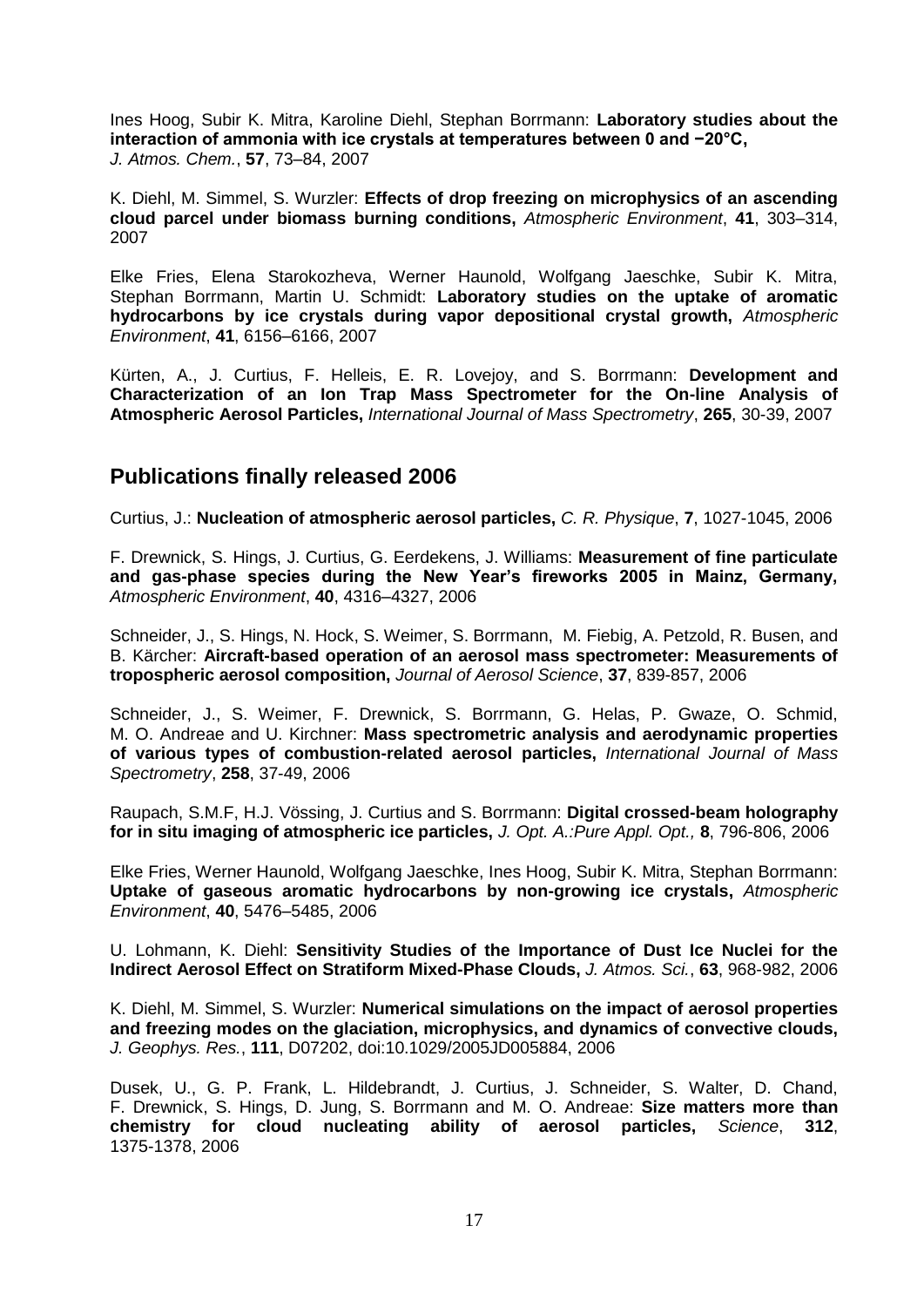Ines Hoog, Subir K. Mitra, Karoline Diehl, Stephan Borrmann: **Laboratory studies about the interaction of ammonia with ice crystals at temperatures between 0 and −20°C,** *J. Atmos. Chem.*, **57**, 73–84, 2007

K. Diehl, M. Simmel, S. Wurzler: **Effects of drop freezing on microphysics of an ascending cloud parcel under biomass burning conditions,** *Atmospheric Environment*, **41**, 303–314, 2007

Elke Fries, Elena Starokozheva, Werner Haunold, Wolfgang Jaeschke, Subir K. Mitra, Stephan Borrmann, Martin U. Schmidt: **Laboratory studies on the uptake of aromatic hydrocarbons by ice crystals during vapor depositional crystal growth,** *Atmospheric Environment*, **41**, 6156–6166, 2007

Kürten, A., J. Curtius, F. Helleis, E. R. Lovejoy, and S. Borrmann: **Development and Characterization of an Ion Trap Mass Spectrometer for the On-line Analysis of Atmospheric Aerosol Particles,** *International Journal of Mass Spectrometry*, **265**, 30-39, 2007

## Publications finally released 2006

Curtius, J.: **Nucleation of atmospheric aerosol particles,** *C. R. Physique*, **7**, 1027-1045, 2006

F. Drewnick, S. Hings, J. Curtius, G. Eerdekens, J. Williams: **Measurement of fine particulate and gas-phase species during the New Year's fireworks 2005 in Mainz, Germany,** *Atmospheric Environment*, **40**, 4316–4327, 2006

Schneider, J., S. Hings, N. Hock, S. Weimer, S. Borrmann, M. Fiebig, A. Petzold, R. Busen, and B. Kärcher: **Aircraft-based operation of an aerosol mass spectrometer: Measurements of tropospheric aerosol composition,** *Journal of Aerosol Science*, **37**, 839-857, 2006

Schneider, J., S. Weimer, F. Drewnick, S. Borrmann, G. Helas, P. Gwaze, O. Schmid, M. O. Andreae and U. Kirchner: **Mass spectrometric analysis and aerodynamic properties of various types of combustion-related aerosol particles,** *International Journal of Mass Spectrometry*, **258**, 37-49, 2006

Raupach, S.M.F, H.J. Vössing, J. Curtius and S. Borrmann: **Digital crossed-beam holography for in situ imaging of atmospheric ice particles,** *J. Opt. A.:Pure Appl. Opt.,* **8**, 796-806, 2006

Elke Fries, Werner Haunold, Wolfgang Jaeschke, Ines Hoog, Subir K. Mitra, Stephan Borrmann: **Uptake of gaseous aromatic hydrocarbons by non-growing ice crystals,** *Atmospheric Environment*, **40**, 5476–5485, 2006

U. Lohmann, K. Diehl: **Sensitivity Studies of the Importance of Dust Ice Nuclei for the Indirect Aerosol Effect on Stratiform Mixed-Phase Clouds,** *J. Atmos. Sci.*, **63**, 968-982, 2006

K. Diehl, M. Simmel, S. Wurzler: **Numerical simulations on the impact of aerosol properties and freezing modes on the glaciation, microphysics, and dynamics of convective clouds,** *J. Geophys. Res.*, **111**, D07202, doi:10.1029/2005JD005884, 2006

Dusek, U., G. P. Frank, L. Hildebrandt, J. Curtius, J. Schneider, S. Walter, D. Chand, F. Drewnick, S. Hings, D. Jung, S. Borrmann and M. O. Andreae: **Size matters more than chemistry for cloud nucleating ability of aerosol particles,** *Science*, **312**, 1375-1378, 2006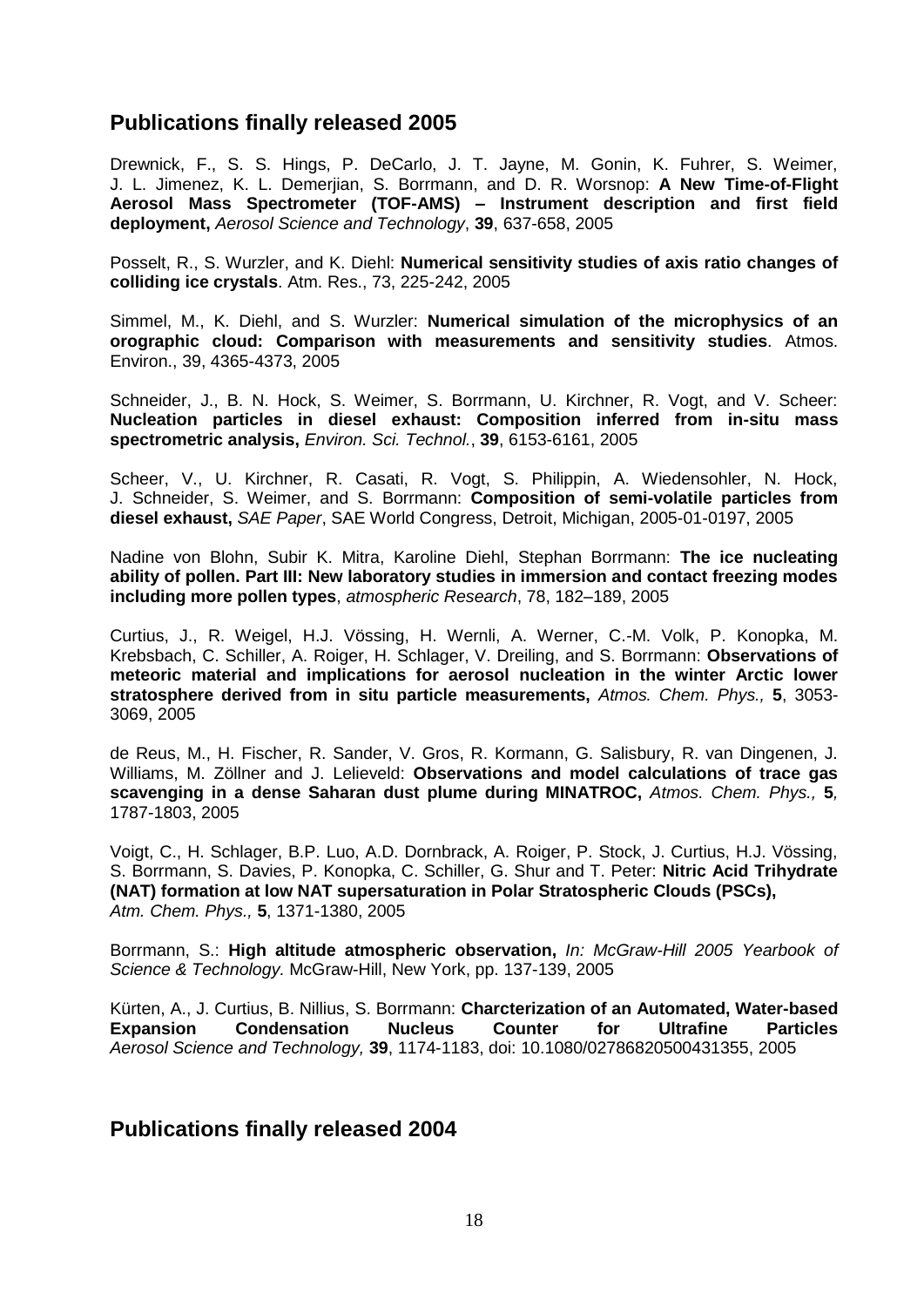## Publications finally released 2005

Drewnick, F., S. S. Hings, P. DeCarlo, J. T. Jayne, M. Gonin, K. Fuhrer, S. Weimer, J. L. Jimenez, K. L. Demerjian, S. Borrmann, and D. R. Worsnop: **A New Time-of-Flight Aerosol Mass Spectrometer (TOF-AMS) – Instrument description and first field deployment,** *Aerosol Science and Technology*, **39**, 637-658, 2005

Posselt, R., S. Wurzler, and K. Diehl: **Numerical sensitivity studies of axis ratio changes of colliding ice crystals**. Atm. Res., 73, 225-242, 2005

Simmel, M., K. Diehl, and S. Wurzler: **Numerical simulation of the microphysics of an orographic cloud: Comparison with measurements and sensitivity studies**. Atmos. Environ., 39, 4365-4373, 2005

Schneider, J., B. N. Hock, S. Weimer, S. Borrmann, U. Kirchner, R. Vogt, and V. Scheer: **Nucleation particles in diesel exhaust: Composition inferred from in-situ mass spectrometric analysis,** *Environ. Sci. Technol.*, **39**, 6153-6161, 2005

Scheer, V., U. Kirchner, R. Casati, R. Vogt, S. Philippin, A. Wiedensohler, N. Hock, J. Schneider, S. Weimer, and S. Borrmann: **Composition of semi-volatile particles from diesel exhaust,** *SAE Paper*, SAE World Congress, Detroit, Michigan, 2005-01-0197, 2005

Nadine von Blohn, Subir K. Mitra, Karoline Diehl, Stephan Borrmann: **The ice nucleating ability of pollen. Part III: New laboratory studies in immersion and contact freezing modes including more pollen types**, *atmospheric Research*, 78, 182–189, 2005

Curtius, J., R. Weigel, H.J. Vössing, H. Wernli, A. Werner, C.-M. Volk, P. Konopka, M. Krebsbach, C. Schiller, A. Roiger, H. Schlager, V. Dreiling, and S. Borrmann: **Observations of meteoric material and implications for aerosol nucleation in the winter Arctic lower stratosphere derived from in situ particle measurements,** *Atmos. Chem. Phys.,* **5**, 3053-3069, 2005

de Reus, M., H. Fischer, R. Sander, V. Gros, R. Kormann, G. Salisbury, R. van Dingenen, J. Williams, M. Zöllner and J. Lelieveld: **Observations and model calculations of trace gas scavenging in a dense Saharan dust plume during MINATROC,** *Atmos. Chem. Phys.,* **5***,* 1787-1803, 2005

Voigt, C., H. Schlager, B.P. Luo, A.D. Dornbrack, A. Roiger, P. Stock, J. Curtius, H.J. Vössing, S. Borrmann, S. Davies, P. Konopka, C. Schiller, G. Shur and T. Peter: **Nitric Acid Trihydrate (NAT) formation at low NAT supersaturation in Polar Stratospheric Clouds (PSCs),** *Atm. Chem. Phys.,* **5**, 1371-1380, 2005

Borrmann, S.: **High altitude atmospheric observation,** *In: McGraw-Hill 2005 Yearbook of Science & Technology.* McGraw-Hill, New York, pp. 137-139, 2005

Kürten, A., J. Curtius, B. Nillius, S. Borrmann: **Charcterization of an Automated, Water-based Expansion Condensation Nucleus Counter for Ultrafine Particles** *Aerosol Science and Technology,* **39**, 1174-1183, doi: 10.1080/02786820500431355, 2005

## Publications finally released 2004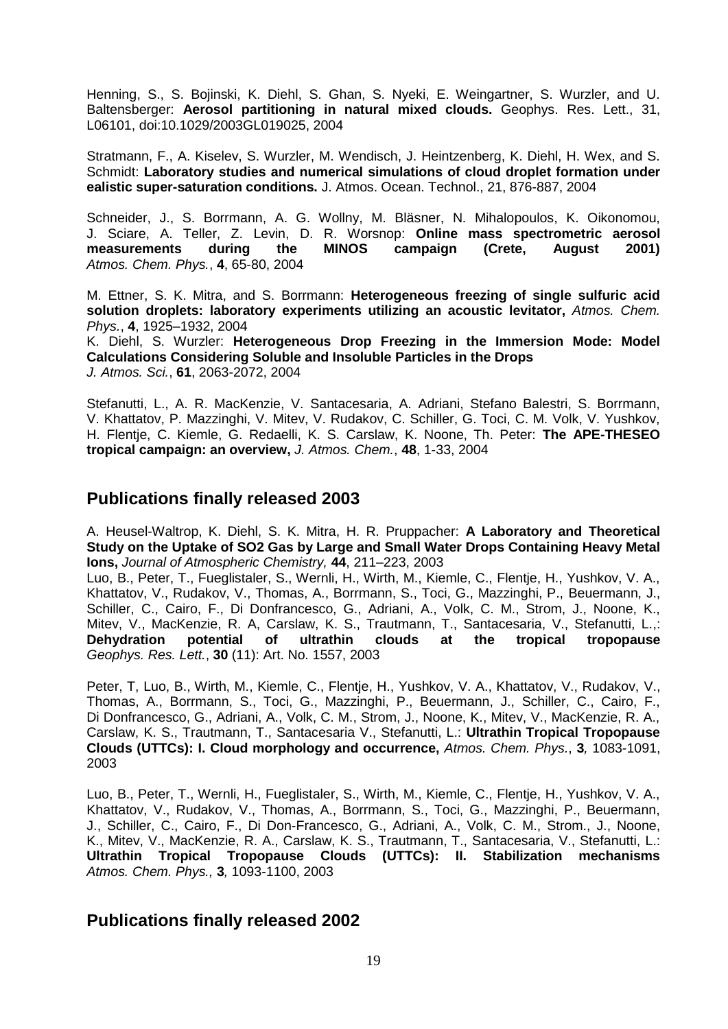Henning, S., S. Bojinski, K. Diehl, S. Ghan, S. Nyeki, E. Weingartner, S. Wurzler, and U. Baltensberger: **Aerosol partitioning in natural mixed clouds.** Geophys. Res. Lett., 31, L06101, doi:10.1029/2003GL019025, 2004

Stratmann, F., A. Kiselev, S. Wurzler, M. Wendisch, J. Heintzenberg, K. Diehl, H. Wex, and S. Schmidt: **Laboratory studies and numerical simulations of cloud droplet formation under ealistic super-saturation conditions.** J. Atmos. Ocean. Technol., 21, 876-887, 2004

Schneider, J., S. Borrmann, A. G. Wollny, M. Bläsner, N. Mihalopoulos, K. Oikonomou, J. Sciare, A. Teller, Z. Levin, D. R. Worsnop: **Online mass spectrometric aerosol measurements during the MINOS campaign (Crete, August 2001)** *Atmos. Chem. Phys.*, **4**, 65-80, 2004

M. Ettner, S. K. Mitra, and S. Borrmann: **Heterogeneous freezing of single sulfuric acid solution droplets: laboratory experiments utilizing an acoustic levitator,** *Atmos. Chem. Phys.*, **4**, 1925–1932, 2004
K. Diehl, S. Wurzler: **Heterogeneous Drop Freezing in the Immersion Mode: Model Calculations Considering Soluble and Insoluble Particles in the Drops**
*J. Atmos. Sci.*, **61**, 2063-2072, 2004

Stefanutti, L., A. R. MacKenzie, V. Santacesaria, A. Adriani, Stefano Balestri, S. Borrmann, V. Khattatov, P. Mazzinghi, V. Mitev, V. Rudakov, C. Schiller, G. Toci, C. M. Volk, V. Yushkov, H. Flentje, C. Kiemle, G. Redaelli, K. S. Carslaw, K. Noone, Th. Peter: **The APE-THESEO tropical campaign: an overview,** *J. Atmos. Chem.*, **48**, 1-33, 2004

## Publications finally released 2003

A. Heusel-Waltrop, K. Diehl, S. K. Mitra, H. R. Pruppacher: **A Laboratory and Theoretical Study on the Uptake of SO2 Gas by Large and Small Water Drops Containing Heavy Metal Ions,** *Journal of Atmospheric Chemistry,* **44**, 211–223, 2003
Luo, B., Peter, T., Fueglistaler, S., Wernli, H., Wirth, M., Kiemle, C., Flentje, H., Yushkov, V. A., Khattatov, V., Rudakov, V., Thomas, A., Borrmann, S., Toci, G., Mazzinghi, P., Beuermann, J., Schiller, C., Cairo, F., Di Donfrancesco, G., Adriani, A., Volk, C. M., Strom, J., Noone, K., Mitev, V., MacKenzie, R. A, Carslaw, K. S., Trautmann, T., Santacesaria, V., Stefanutti, L.,: **Dehydration potential of ultrathin clouds at the tropical tropopause** *Geophys. Res. Lett.*, **30** (11): Art. No. 1557, 2003

Peter, T, Luo, B., Wirth, M., Kiemle, C., Flentje, H., Yushkov, V. A., Khattatov, V., Rudakov, V., Thomas, A., Borrmann, S., Toci, G., Mazzinghi, P., Beuermann, J., Schiller, C., Cairo, F., Di Donfrancesco, G., Adriani, A., Volk, C. M., Strom, J., Noone, K., Mitev, V., MacKenzie, R. A., Carslaw, K. S., Trautmann, T., Santacesaria V., Stefanutti, L.: **Ultrathin Tropical Tropopause Clouds (UTTCs): I. Cloud morphology and occurrence,** *Atmos. Chem. Phys.*, **3***,* 1083-1091, 2003

Luo, B., Peter, T., Wernli, H., Fueglistaler, S., Wirth, M., Kiemle, C., Flentje, H., Yushkov, V. A., Khattatov, V., Rudakov, V., Thomas, A., Borrmann, S., Toci, G., Mazzinghi, P., Beuermann, J., Schiller, C., Cairo, F., Di Don-Francesco, G., Adriani, A., Volk, C. M., Strom., J., Noone, K., Mitev, V., MacKenzie, R. A., Carslaw, K. S., Trautmann, T., Santacesaria, V., Stefanutti, L.: **Ultrathin Tropical Tropopause Clouds (UTTCs): II. Stabilization mechanisms** *Atmos. Chem. Phys.,* **3***,* 1093-1100, 2003

## Publications finally released 2002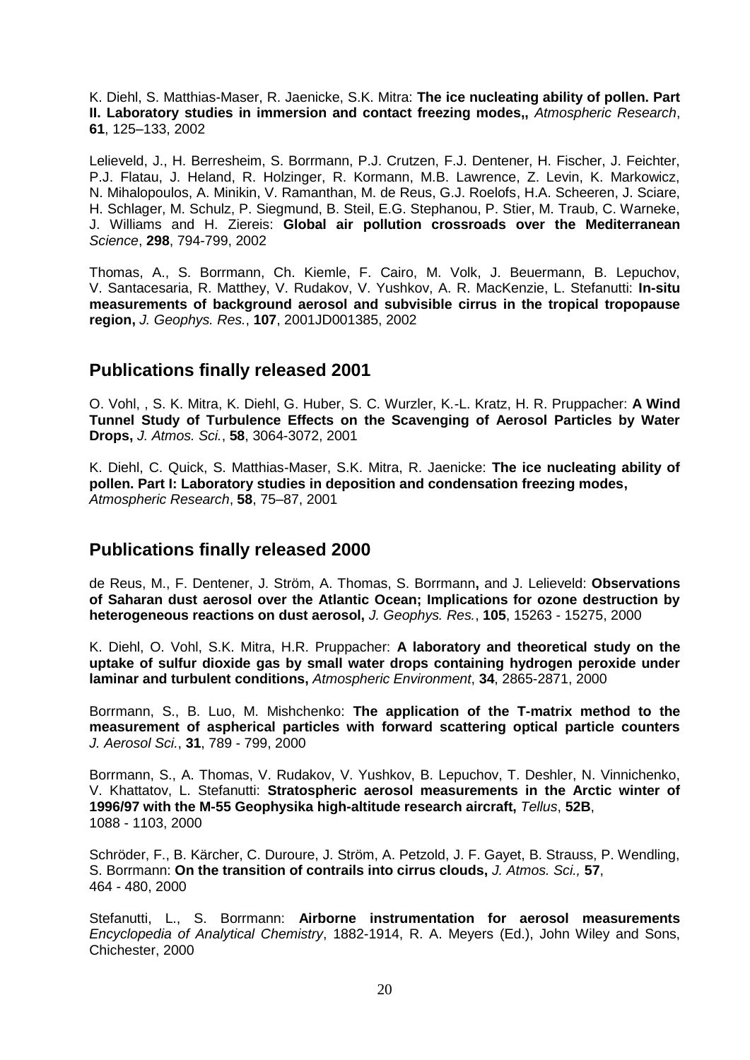K. Diehl, S. Matthias-Maser, R. Jaenicke, S.K. Mitra: **The ice nucleating ability of pollen. Part II. Laboratory studies in immersion and contact freezing modes,,** *Atmospheric Research*, **61**, 125–133, 2002

Lelieveld, J., H. Berresheim, S. Borrmann, P.J. Crutzen, F.J. Dentener, H. Fischer, J. Feichter, P.J. Flatau, J. Heland, R. Holzinger, R. Kormann, M.B. Lawrence, Z. Levin, K. Markowicz, N. Mihalopoulos, A. Minikin, V. Ramanthan, M. de Reus, G.J. Roelofs, H.A. Scheeren, J. Sciare, H. Schlager, M. Schulz, P. Siegmund, B. Steil, E.G. Stephanou, P. Stier, M. Traub, C. Warneke, J. Williams and H. Ziereis: **Global air pollution crossroads over the Mediterranean** *Science*, **298**, 794-799, 2002

Thomas, A., S. Borrmann, Ch. Kiemle, F. Cairo, M. Volk, J. Beuermann, B. Lepuchov, V. Santacesaria, R. Matthey, V. Rudakov, V. Yushkov, A. R. MacKenzie, L. Stefanutti: **In-situ measurements of background aerosol and subvisible cirrus in the tropical tropopause region,** *J. Geophys. Res.*, **107**, 2001JD001385, 2002

## Publications finally released 2001

O. Vohl, , S. K. Mitra, K. Diehl, G. Huber, S. C. Wurzler, K.-L. Kratz, H. R. Pruppacher: **A Wind Tunnel Study of Turbulence Effects on the Scavenging of Aerosol Particles by Water Drops,** *J. Atmos. Sci.*, **58**, 3064-3072, 2001

K. Diehl, C. Quick, S. Matthias-Maser, S.K. Mitra, R. Jaenicke: **The ice nucleating ability of pollen. Part I: Laboratory studies in deposition and condensation freezing modes,** *Atmospheric Research*, **58**, 75–87, 2001

## Publications finally released 2000

de Reus, M., F. Dentener, J. Ström, A. Thomas, S. Borrmann**,** and J. Lelieveld: **Observations of Saharan dust aerosol over the Atlantic Ocean; Implications for ozone destruction by heterogeneous reactions on dust aerosol,** *J. Geophys. Res.*, **105**, 15263 - 15275, 2000

K. Diehl, O. Vohl, S.K. Mitra, H.R. Pruppacher: **A laboratory and theoretical study on the uptake of sulfur dioxide gas by small water drops containing hydrogen peroxide under laminar and turbulent conditions,** *Atmospheric Environment*, **34**, 2865-2871, 2000

Borrmann, S., B. Luo, M. Mishchenko: **The application of the T-matrix method to the measurement of aspherical particles with forward scattering optical particle counters** *J. Aerosol Sci.*, **31**, 789 - 799, 2000

Borrmann, S., A. Thomas, V. Rudakov, V. Yushkov, B. Lepuchov, T. Deshler, N. Vinnichenko, V. Khattatov, L. Stefanutti: **Stratospheric aerosol measurements in the Arctic winter of 1996/97 with the M-55 Geophysika high-altitude research aircraft,** *Tellus*, **52B**, 1088 - 1103, 2000

Schröder, F., B. Kärcher, C. Duroure, J. Ström, A. Petzold, J. F. Gayet, B. Strauss, P. Wendling, S. Borrmann: **On the transition of contrails into cirrus clouds,** *J. Atmos. Sci.,* **57**, 464 - 480, 2000

Stefanutti, L., S. Borrmann: **Airborne instrumentation for aerosol measurements** *Encyclopedia of Analytical Chemistry*, 1882-1914, R. A. Meyers (Ed.), John Wiley and Sons, Chichester, 2000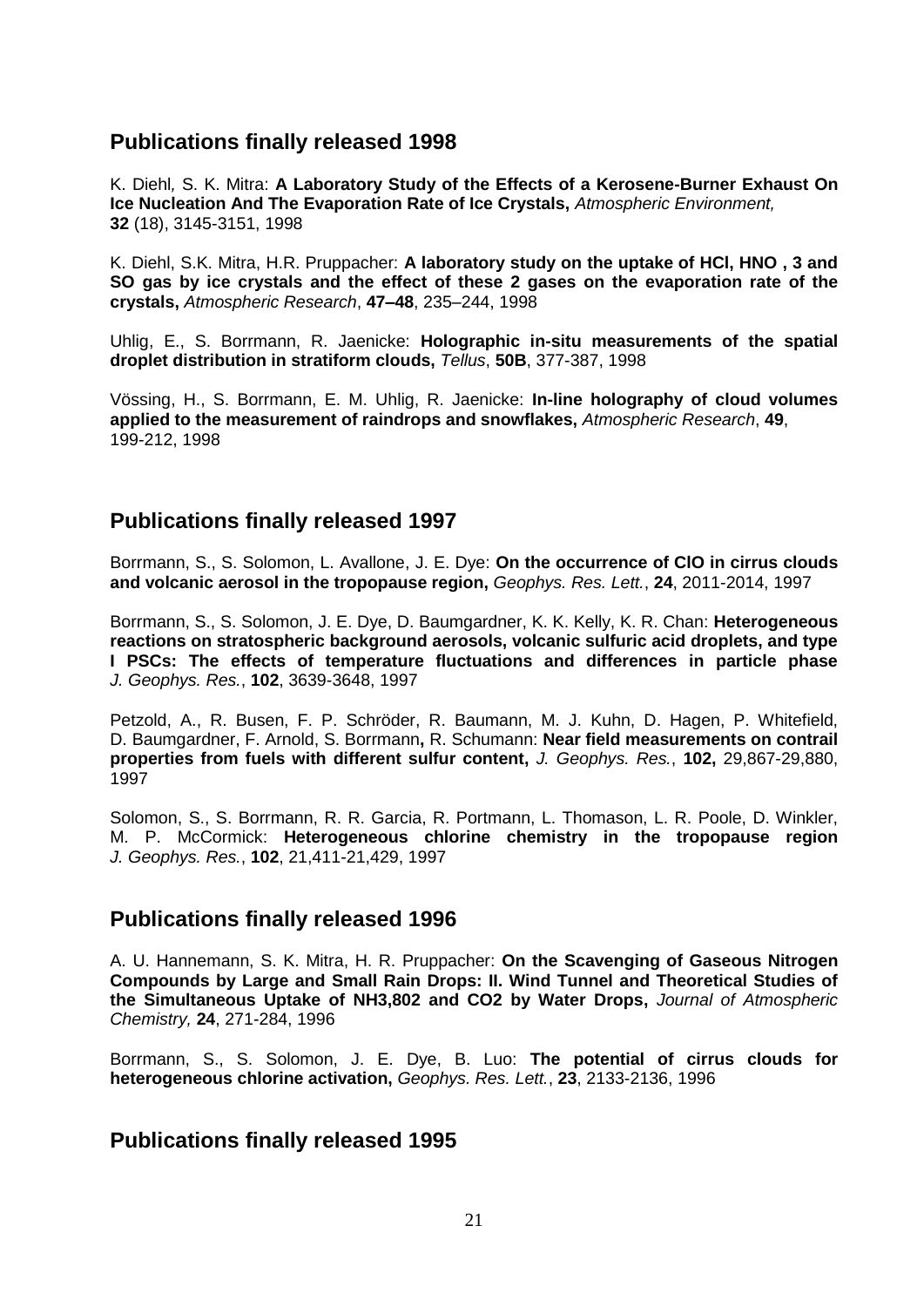## Publications finally released 1998

K. Diehl*,* S. K. Mitra: **A Laboratory Study of the Effects of a Kerosene-Burner Exhaust On Ice Nucleation And The Evaporation Rate of Ice Crystals,** *Atmospheric Environment,* **32** (18), 3145-3151, 1998

K. Diehl, S.K. Mitra, H.R. Pruppacher: **A laboratory study on the uptake of HCl, HNO , 3 and SO gas by ice crystals and the effect of these 2 gases on the evaporation rate of the crystals,** *Atmospheric Research*, **47–48**, 235–244, 1998

Uhlig, E., S. Borrmann, R. Jaenicke: **Holographic in-situ measurements of the spatial droplet distribution in stratiform clouds,** *Tellus*, **50B**, 377-387, 1998

Vössing, H., S. Borrmann, E. M. Uhlig, R. Jaenicke: **In-line holography of cloud volumes applied to the measurement of raindrops and snowflakes,** *Atmospheric Research*, **49**, 199-212, 1998

## Publications finally released 1997

Borrmann, S., S. Solomon, L. Avallone, J. E. Dye: **On the occurrence of ClO in cirrus clouds and volcanic aerosol in the tropopause region,** *Geophys. Res. Lett.*, **24**, 2011-2014, 1997

Borrmann, S., S. Solomon, J. E. Dye, D. Baumgardner, K. K. Kelly, K. R. Chan: **Heterogeneous reactions on stratospheric background aerosols, volcanic sulfuric acid droplets, and type I PSCs: The effects of temperature fluctuations and differences in particle phase** *J. Geophys. Res.*, **102**, 3639-3648, 1997

Petzold, A., R. Busen, F. P. Schröder, R. Baumann, M. J. Kuhn, D. Hagen, P. Whitefield, D. Baumgardner, F. Arnold, S. Borrmann**,** R. Schumann: **Near field measurements on contrail properties from fuels with different sulfur content,** *J. Geophys. Res.*, **102,** 29,867-29,880, 1997

Solomon, S., S. Borrmann, R. R. Garcia, R. Portmann, L. Thomason, L. R. Poole, D. Winkler, M. P. McCormick: **Heterogeneous chlorine chemistry in the tropopause region** *J. Geophys. Res.*, **102**, 21,411-21,429, 1997

## Publications finally released 1996

A. U. Hannemann, S. K. Mitra, H. R. Pruppacher: **On the Scavenging of Gaseous Nitrogen Compounds by Large and Small Rain Drops: II. Wind Tunnel and Theoretical Studies of the Simultaneous Uptake of NH3,802 and CO2 by Water Drops,** *Journal of Atmospheric Chemistry,* **24**, 271-284, 1996

Borrmann, S., S. Solomon, J. E. Dye, B. Luo: **The potential of cirrus clouds for heterogeneous chlorine activation,** *Geophys. Res. Lett.*, **23**, 2133-2136, 1996

## Publications finally released 1995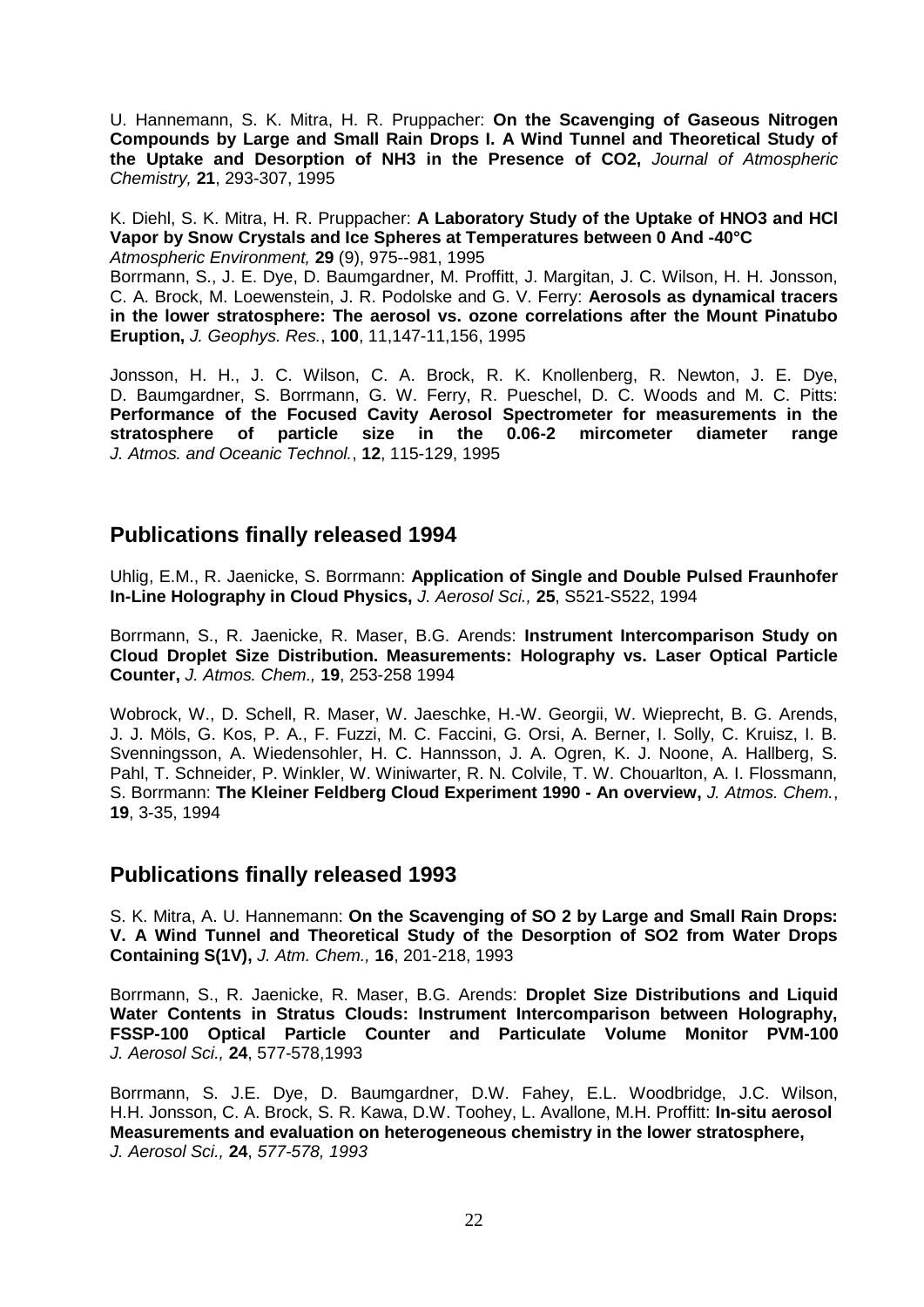U. Hannemann, S. K. Mitra, H. R. Pruppacher: **On the Scavenging of Gaseous Nitrogen Compounds by Large and Small Rain Drops I. A Wind Tunnel and Theoretical Study of the Uptake and Desorption of NH3 in the Presence of CO2,** *Journal of Atmospheric Chemistry,* **21**, 293-307, 1995

K. Diehl, S. K. Mitra, H. R. Pruppacher: **A Laboratory Study of the Uptake of HNO3 and HCl Vapor by Snow Crystals and Ice Spheres at Temperatures between 0 And -40°C** *Atmospheric Environment,* **29** (9), 975--981, 1995

Borrmann, S., J. E. Dye, D. Baumgardner, M. Proffitt, J. Margitan, J. C. Wilson, H. H. Jonsson, C. A. Brock, M. Loewenstein, J. R. Podolske and G. V. Ferry: **Aerosols as dynamical tracers in the lower stratosphere: The aerosol vs. ozone correlations after the Mount Pinatubo Eruption,** *J. Geophys. Res.*, **100**, 11,147-11,156, 1995

Jonsson, H. H., J. C. Wilson, C. A. Brock, R. K. Knollenberg, R. Newton, J. E. Dye, D. Baumgardner, S. Borrmann, G. W. Ferry, R. Pueschel, D. C. Woods and M. C. Pitts: **Performance of the Focused Cavity Aerosol Spectrometer for measurements in the stratosphere of particle size in the 0.06-2 mircometer diameter range** *J. Atmos. and Oceanic Technol.*, **12**, 115-129, 1995

## Publications finally released 1994

Uhlig, E.M., R. Jaenicke, S. Borrmann: **Application of Single and Double Pulsed Fraunhofer In-Line Holography in Cloud Physics,** *J. Aerosol Sci.,* **25**, S521-S522, 1994

Borrmann, S., R. Jaenicke, R. Maser, B.G. Arends: **Instrument Intercomparison Study on Cloud Droplet Size Distribution. Measurements: Holography vs. Laser Optical Particle Counter,** *J. Atmos. Chem.,* **19**, 253-258 1994

Wobrock, W., D. Schell, R. Maser, W. Jaeschke, H.-W. Georgii, W. Wieprecht, B. G. Arends, J. J. Möls, G. Kos, P. A., F. Fuzzi, M. C. Faccini, G. Orsi, A. Berner, I. Solly, C. Kruisz, I. B. Svenningsson, A. Wiedensohler, H. C. Hannsson, J. A. Ogren, K. J. Noone, A. Hallberg, S. Pahl, T. Schneider, P. Winkler, W. Winiwarter, R. N. Colvile, T. W. Chouarlton, A. I. Flossmann, S. Borrmann: **The Kleiner Feldberg Cloud Experiment 1990 - An overview,** *J. Atmos. Chem.*, **19**, 3-35, 1994

## Publications finally released 1993

S. K. Mitra, A. U. Hannemann: **On the Scavenging of SO 2 by Large and Small Rain Drops: V. A Wind Tunnel and Theoretical Study of the Desorption of SO2 from Water Drops Containing S(1V),** *J. Atm. Chem.,* **16**, 201-218, 1993

Borrmann, S., R. Jaenicke, R. Maser, B.G. Arends: **Droplet Size Distributions and Liquid Water Contents in Stratus Clouds: Instrument Intercomparison between Holography, FSSP-100 Optical Particle Counter and Particulate Volume Monitor PVM-100** *J. Aerosol Sci.,* **24**, 577-578,1993

Borrmann, S. J.E. Dye, D. Baumgardner, D.W. Fahey, E.L. Woodbridge, J.C. Wilson, H.H. Jonsson, C. A. Brock, S. R. Kawa, D.W. Toohey, L. Avallone, M.H. Proffitt: **In-situ aerosol Measurements and evaluation on heterogeneous chemistry in the lower stratosphere,** *J. Aerosol Sci.,* **24**, *577-578, 1993*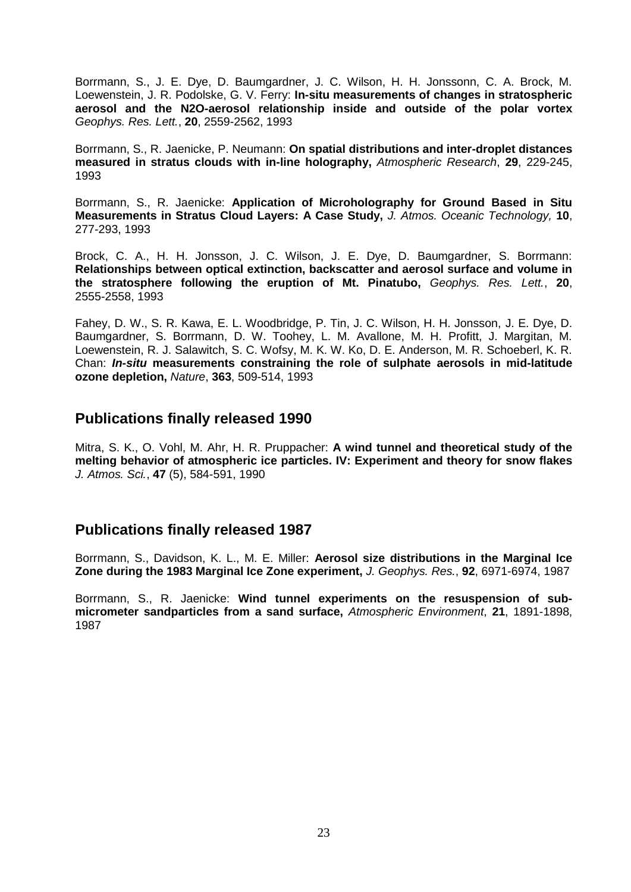Borrmann, S., J. E. Dye, D. Baumgardner, J. C. Wilson, H. H. Jonssonn, C. A. Brock, M. Loewenstein, J. R. Podolske, G. V. Ferry: **In-situ measurements of changes in stratospheric aerosol and the N2O-aerosol relationship inside and outside of the polar vortex** *Geophys. Res. Lett.*, **20**, 2559-2562, 1993

Borrmann, S., R. Jaenicke, P. Neumann: **On spatial distributions and inter-droplet distances measured in stratus clouds with in-line holography,** *Atmospheric Research*, **29**, 229-245, 1993

Borrmann, S., R. Jaenicke: **Application of Microholography for Ground Based in Situ Measurements in Stratus Cloud Layers: A Case Study,** *J. Atmos. Oceanic Technology,* **10**, 277-293, 1993

Brock, C. A., H. H. Jonsson, J. C. Wilson, J. E. Dye, D. Baumgardner, S. Borrmann: **Relationships between optical extinction, backscatter and aerosol surface and volume in the stratosphere following the eruption of Mt. Pinatubo,** *Geophys. Res. Lett.*, **20**, 2555-2558, 1993

Fahey, D. W., S. R. Kawa, E. L. Woodbridge, P. Tin, J. C. Wilson, H. H. Jonsson, J. E. Dye, D. Baumgardner, S. Borrmann, D. W. Toohey, L. M. Avallone, M. H. Profitt, J. Margitan, M. Loewenstein, R. J. Salawitch, S. C. Wofsy, M. K. W. Ko, D. E. Anderson, M. R. Schoeberl, K. R. Chan: ***In-situ*** **measurements constraining the role of sulphate aerosols in mid-latitude ozone depletion,** *Nature*, **363**, 509-514, 1993

## Publications finally released 1990

Mitra, S. K., O. Vohl, M. Ahr, H. R. Pruppacher: **A wind tunnel and theoretical study of the melting behavior of atmospheric ice particles. IV: Experiment and theory for snow flakes** *J. Atmos. Sci.*, **47** (5), 584-591, 1990

## Publications finally released 1987

Borrmann, S., Davidson, K. L., M. E. Miller: **Aerosol size distributions in the Marginal Ice Zone during the 1983 Marginal Ice Zone experiment,** *J. Geophys. Res.*, **92**, 6971-6974, 1987

Borrmann, S., R. Jaenicke: **Wind tunnel experiments on the resuspension of sub-micrometer sandparticles from a sand surface,** *Atmospheric Environment*, **21**, 1891-1898, 1987